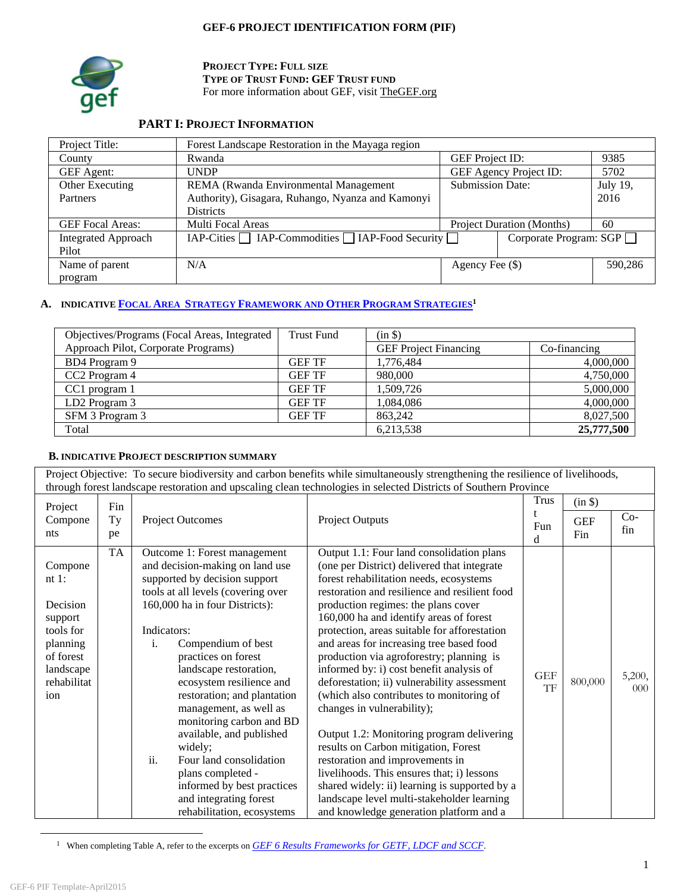# GEF-6 PROJECT IDENTIFICATION FORM (PIF)

**PROJECT TYPE: FULL SIZE**
**TYPE OF TRUST FUND: GEF TRUST FUND**
For more information about GEF, visit TheGEF.org

## PART I: PROJECT INFORMATION

| Project Title: | Forest Landscape Restoration in the Mayaga region | | |
|---|---|---|---|
| County | Rwanda | GEF Project ID: | 9385 |
| GEF Agent: | UNDP | GEF Agency Project ID: | 5702 |
| Other Executing Partners | REMA (Rwanda Environmental Management Authority), Gisagara, Ruhango, Nyanza and Kamonyi Districts | Submission Date: | July 19, 2016 |
| GEF Focal Areas: | Multi Focal Areas | Project Duration (Months) | 60 |
| Integrated Approach Pilot | IAP-Cities ☐ IAP-Commodities ☐ IAP-Food Security ☐ | Corporate Program: SGP ☐ | |
| Name of parent program | N/A | Agency Fee ($) | 590,286 |

### A. INDICATIVE FOCAL AREA STRATEGY FRAMEWORK AND OTHER PROGRAM STRATEGIES[1]

| Objectives/Programs (Focal Areas, Integrated Approach Pilot, Corporate Programs) | Trust Fund | (in $) GEF Project Financing | Co-financing |
|---|---|---|---|
| BD4 Program 9 | GEF TF | 1,776,484 | 4,000,000 |
| CC2 Program 4 | GEF TF | 980,000 | 4,750,000 |
| CC1 program 1 | GEF TF | 1,509,726 | 5,000,000 |
| LD2 Program 3 | GEF TF | 1,084,086 | 4,000,000 |
| SFM 3 Program 3 | GEF TF | 863,242 | 8,027,500 |
| Total | | 6,213,538 | **25,777,500** |

### B. INDICATIVE PROJECT DESCRIPTION SUMMARY

Project Objective: To secure biodiversity and carbon benefits while simultaneously strengthening the resilience of livelihoods, through forest landscape restoration and upscaling clean technologies in selected Districts of Southern Province

| Project Components | Fin Type | Project Outcomes | Project Outputs | Trust Fund | (in $) GEF Fin | Co-fin |
|---|---|---|---|---|---|---|
| Component 1: Decision support tools for planning of forest landscape rehabilitation | TA | Outcome 1: Forest management and decision-making on land use supported by decision support tools at all levels (covering over 160,000 ha in four Districts):<br><br>Indicators:<br>i. Compendium of best practices on forest landscape restoration, ecosystem resilience and restoration; and plantation management, as well as monitoring carbon and BD available, and published widely;<br>ii. Four land consolidation plans completed - informed by best practices and integrating forest rehabilitation, ecosystems | Output 1.1: Four land consolidation plans (one per District) delivered that integrate forest rehabilitation needs, ecosystems restoration and resilience and resilient food production regimes: the plans cover 160,000 ha and identify areas of forest protection, areas suitable for afforestation and areas for increasing tree based food production via agroforestry; planning is informed by: i) cost benefit analysis of deforestation; ii) vulnerability assessment (which also contributes to monitoring of changes in vulnerability);<br><br>Output 1.2: Monitoring program delivering results on Carbon mitigation, Forest restoration and improvements in livelihoods. This ensures that; i) lessons shared widely: ii) learning is supported by a landscape level multi-stakeholder learning and knowledge generation platform and a | GEF TF | 800,000 | 5,200,000 |

[1] When completing Table A, refer to the excerpts on *GEF 6 Results Frameworks for GETF, LDCF and SCCF*.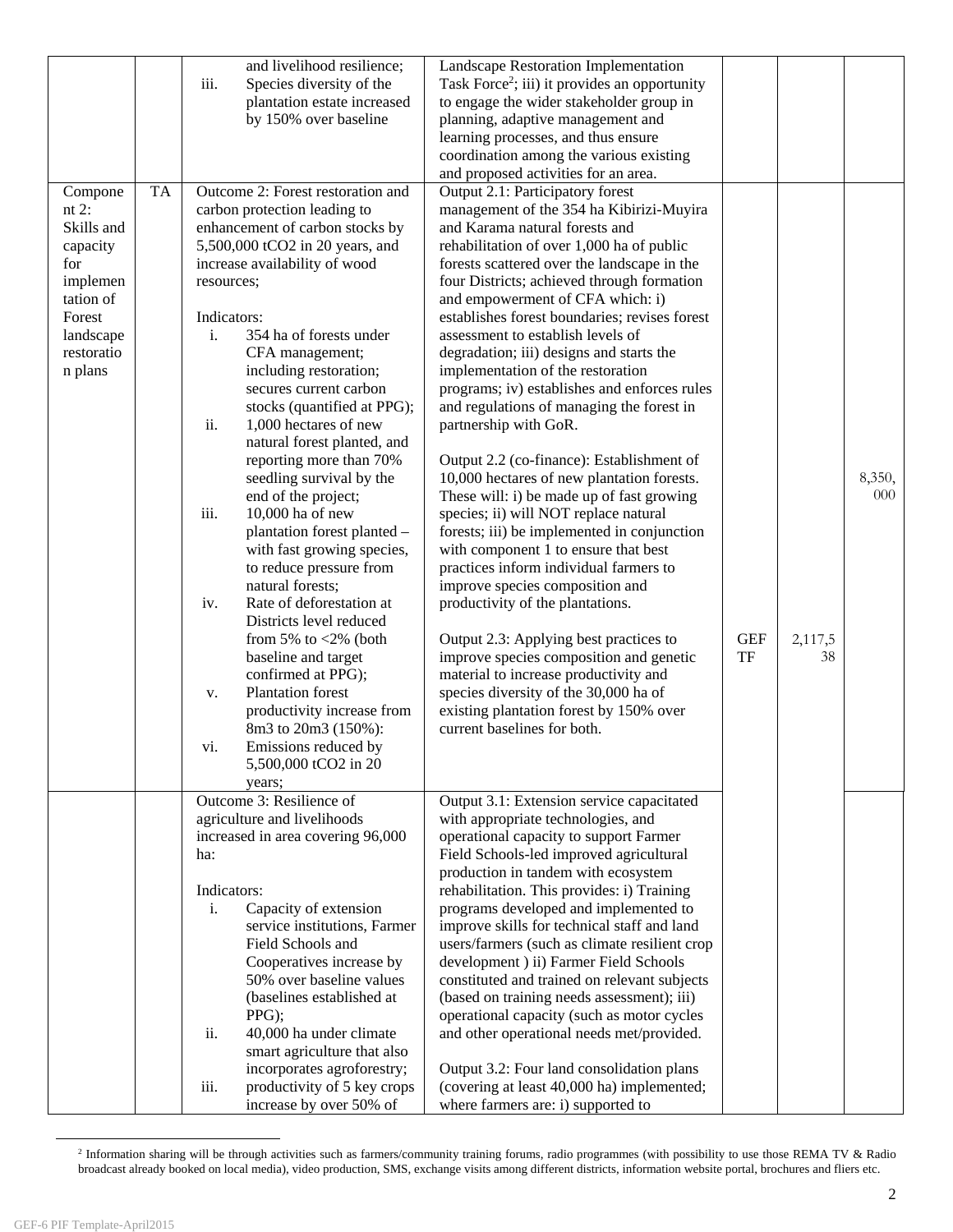| | | | | | | |
|---|---|---|---|---|---|---|
| | | and livelihood resilience;<br>iii. Species diversity of the plantation estate increased by 150% over baseline | Landscape Restoration Implementation Task Force[2]; iii) it provides an opportunity to engage the wider stakeholder group in planning, adaptive management and learning processes, and thus ensure coordination among the various existing and proposed activities for an area. | | | |
| Component 2: Skills and capacity for implementation of Forest landscape restoration plans | TA | Outcome 2: Forest restoration and carbon protection leading to enhancement of carbon stocks by 5,500,000 tCO2 in 20 years, and increase availability of wood resources;<br><br>Indicators:<br>i. 354 ha of forests under CFA management; including restoration; secures current carbon stocks (quantified at PPG);<br>ii. 1,000 hectares of new natural forest planted, and reporting more than 70% seedling survival by the end of the project;<br>iii. 10,000 ha of new plantation forest planted – with fast growing species, to reduce pressure from natural forests;<br>iv. Rate of deforestation at Districts level reduced from 5% to <2% (both baseline and target confirmed at PPG);<br>v. Plantation forest productivity increase from 8m3 to 20m3 (150%):<br>vi. Emissions reduced by 5,500,000 tCO2 in 20 years; | Output 2.1: Participatory forest management of the 354 ha Kibirizi-Muyira and Karama natural forests and rehabilitation of over 1,000 ha of public forests scattered over the landscape in the four Districts; achieved through formation and empowerment of CFA which: i) establishes forest boundaries; revises forest assessment to establish levels of degradation; iii) designs and starts the implementation of the restoration programs; iv) establishes and enforces rules and regulations of managing the forest in partnership with GoR.<br><br>Output 2.2 (co-finance): Establishment of 10,000 hectares of new plantation forests. These will: i) be made up of fast growing species; ii) will NOT replace natural forests; iii) be implemented in conjunction with component 1 to ensure that best practices inform individual farmers to improve species composition and productivity of the plantations.<br><br>Output 2.3: Applying best practices to improve species composition and genetic material to increase productivity and species diversity of the 30,000 ha of existing plantation forest by 150% over current baselines for both. | GEF TF | 2,117,538 | 8,350,000 |
| | | Outcome 3: Resilience of agriculture and livelihoods increased in area covering 96,000 ha:<br><br>Indicators:<br>i. Capacity of extension service institutions, Farmer Field Schools and Cooperatives increase by 50% over baseline values (baselines established at PPG);<br>ii. 40,000 ha under climate smart agriculture that also incorporates agroforestry;<br>iii. productivity of 5 key crops increase by over 50% of | Output 3.1: Extension service capacitated with appropriate technologies, and operational capacity to support Farmer Field Schools-led improved agricultural production in tandem with ecosystem rehabilitation. This provides: i) Training programs developed and implemented to improve skills for technical staff and land users/farmers (such as climate resilient crop development ) ii) Farmer Field Schools constituted and trained on relevant subjects (based on training needs assessment); iii) operational capacity (such as motor cycles and other operational needs met/provided.<br><br>Output 3.2: Four land consolidation plans (covering at least 40,000 ha) implemented; where farmers are: i) supported to | | | |

[2] Information sharing will be through activities such as farmers/community training forums, radio programmes (with possibility to use those REMA TV & Radio broadcast already booked on local media), video production, SMS, exchange visits among different districts, information website portal, brochures and fliers etc.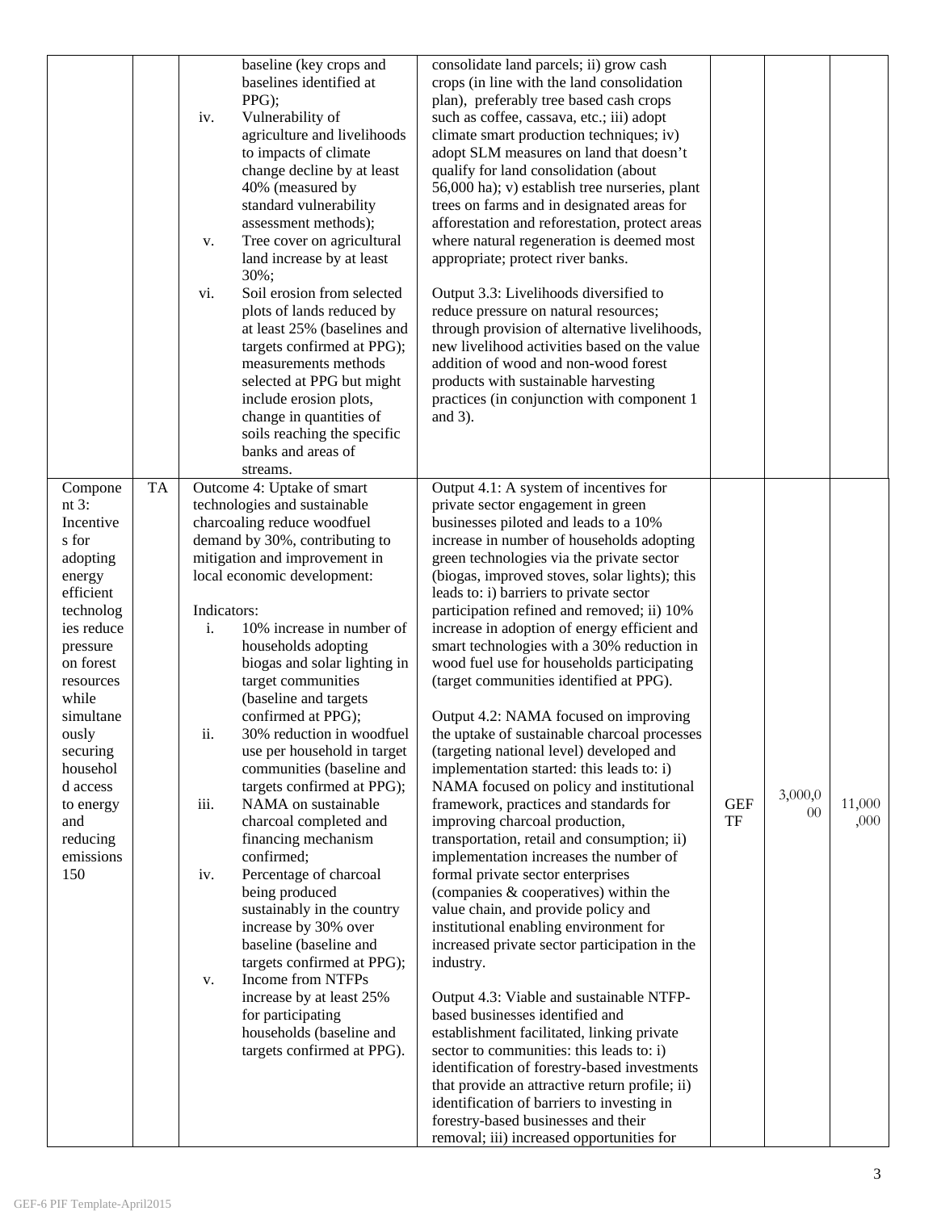| | | | | | | |
|---|---|---|---|---|---|---|
| | | baseline (key crops and baselines identified at PPG);<br>iv. Vulnerability of agriculture and livelihoods to impacts of climate change decline by at least 40% (measured by standard vulnerability assessment methods);<br>v. Tree cover on agricultural land increase by at least 30%;<br>vi. Soil erosion from selected plots of lands reduced by at least 25% (baselines and targets confirmed at PPG); measurements methods selected at PPG but might include erosion plots, change in quantities of soils reaching the specific banks and areas of streams. | consolidate land parcels; ii) grow cash crops (in line with the land consolidation plan), preferably tree based cash crops such as coffee, cassava, etc.; iii) adopt climate smart production techniques; iv) adopt SLM measures on land that doesn't qualify for land consolidation (about 56,000 ha); v) establish tree nurseries, plant trees on farms and in designated areas for afforestation and reforestation, protect areas where natural regeneration is deemed most appropriate; protect river banks.<br><br>Output 3.3: Livelihoods diversified to reduce pressure on natural resources; through provision of alternative livelihoods, new livelihood activities based on the value addition of wood and non-wood forest products with sustainable harvesting practices (in conjunction with component 1 and 3). | | | |
| Component 3: Incentives for adopting energy efficient technologies reduce pressure on forest resources while simultaneously securing household access to energy and reducing emissions 150 | TA | Outcome 4: Uptake of smart technologies and sustainable charcoaling reduce woodfuel demand by 30%, contributing to mitigation and improvement in local economic development:<br><br>Indicators:<br>i. 10% increase in number of households adopting biogas and solar lighting in target communities (baseline and targets confirmed at PPG);<br>ii. 30% reduction in woodfuel use per household in target communities (baseline and targets confirmed at PPG);<br>iii. NAMA on sustainable charcoal completed and financing mechanism confirmed;<br>iv. Percentage of charcoal being produced sustainably in the country increase by 30% over baseline (baseline and targets confirmed at PPG);<br>v. Income from NTFPs increase by at least 25% for participating households (baseline and targets confirmed at PPG). | Output 4.1: A system of incentives for private sector engagement in green businesses piloted and leads to a 10% increase in number of households adopting green technologies via the private sector (biogas, improved stoves, solar lights); this leads to: i) barriers to private sector participation refined and removed; ii) 10% increase in adoption of energy efficient and smart technologies with a 30% reduction in wood fuel use for households participating (target communities identified at PPG).<br><br>Output 4.2: NAMA focused on improving the uptake of sustainable charcoal processes (targeting national level) developed and implementation started: this leads to: i) NAMA focused on policy and institutional framework, practices and standards for improving charcoal production, transportation, retail and consumption; ii) implementation increases the number of formal private sector enterprises (companies & cooperatives) within the value chain, and provide policy and institutional enabling environment for increased private sector participation in the industry.<br><br>Output 4.3: Viable and sustainable NTFP-based businesses identified and establishment facilitated, linking private sector to communities: this leads to: i) identification of forestry-based investments that provide an attractive return profile; ii) identification of barriers to investing in forestry-based businesses and their removal; iii) increased opportunities for | GEF TF | 3,000,000 | 11,000,000 |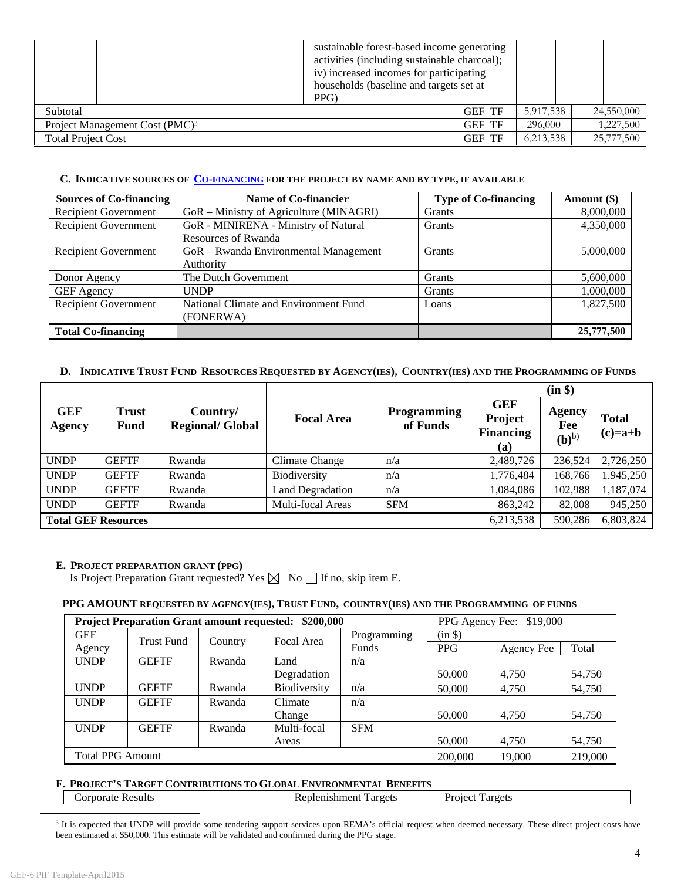| | | | | | | |
|---|---|---|---|---|---|---|
| | | | sustainable forest-based income generating activities (including sustainable charcoal); iv) increased incomes for participating households (baseline and targets set at PPG) | | | |
| Subtotal | | | | GEF TF | 5,917,538 | 24,550,000 |
| Project Management Cost (PMC)[3] | | | | GEF TF | 296,000 | 1,227,500 |
| Total Project Cost | | | | GEF TF | 6,213,538 | 25,777,500 |

### C. Indicative sources of Co-financing for the project by name and by type, if available

| Sources of Co-financing | Name of Co-financier | Type of Co-financing | Amount ($) |
|---|---|---|---|
| Recipient Government | GoR – Ministry of Agriculture (MINAGRI) | Grants | 8,000,000 |
| Recipient Government | GoR - MINIRENA - Ministry of Natural Resources of Rwanda | Grants | 4,350,000 |
| Recipient Government | GoR – Rwanda Environmental Management Authority | Grants | 5,000,000 |
| Donor Agency | The Dutch Government | Grants | 5,600,000 |
| GEF Agency | UNDP | Grants | 1,000,000 |
| Recipient Government | National Climate and Environment Fund (FONERWA) | Loans | 1,827,500 |
| **Total Co-financing** | | | **25,777,500** |

### D. Indicative Trust Fund Resources Requested by Agency(ies), Country(ies) and the Programming of Funds

| GEF Agency | Trust Fund | Country/ Regional/ Global | Focal Area | Programming of Funds | (in $) | | |
|---|---|---|---|---|---|---|---|
| | | | | | GEF Project Financing (a) | Agency Fee (b)[b)] | Total (c)=a+b |
| UNDP | GEFTF | Rwanda | Climate Change | n/a | 2,489,726 | 236,524 | 2,726,250 |
| UNDP | GEFTF | Rwanda | Biodiversity | n/a | 1,776,484 | 168,766 | 1.945,250 |
| UNDP | GEFTF | Rwanda | Land Degradation | n/a | 1,084,086 | 102,988 | 1,187,074 |
| UNDP | GEFTF | Rwanda | Multi-focal Areas | SFM | 863,242 | 82,008 | 945,250 |
| **Total GEF Resources** | | | | | 6,213,538 | 590,286 | 6,803,824 |

### E. Project Preparation Grant (PPG)

Is Project Preparation Grant requested? Yes ☒ No ☐ If no, skip item E.

**PPG AMOUNT REQUESTED BY AGENCY(IES), TRUST FUND, COUNTRY(IES) AND THE PROGRAMMING OF FUNDS**

| **Project Preparation Grant amount requested: $200,000** | | | | | PPG Agency Fee: $19,000 | | |
|---|---|---|---|---|---|---|---|
| GEF Agency | Trust Fund | Country | Focal Area | Programming Funds | (in $) | | |
| | | | | | PPG | Agency Fee | Total |
| UNDP | GEFTF | Rwanda | Land Degradation | n/a | 50,000 | 4,750 | 54,750 |
| UNDP | GEFTF | Rwanda | Biodiversity | n/a | 50,000 | 4,750 | 54,750 |
| UNDP | GEFTF | Rwanda | Climate Change | n/a | 50,000 | 4,750 | 54,750 |
| UNDP | GEFTF | Rwanda | Multi-focal Areas | SFM | 50,000 | 4,750 | 54,750 |
| Total PPG Amount | | | | | 200,000 | 19,000 | 219,000 |

### F. Project's Target Contributions to Global Environmental Benefits

| Corporate Results | Replenishment Targets | Project Targets |
|---|---|---|

[3] It is expected that UNDP will provide some tendering support services upon REMA's official request when deemed necessary. These direct project costs have been estimated at $50,000. This estimate will be validated and confirmed during the PPG stage.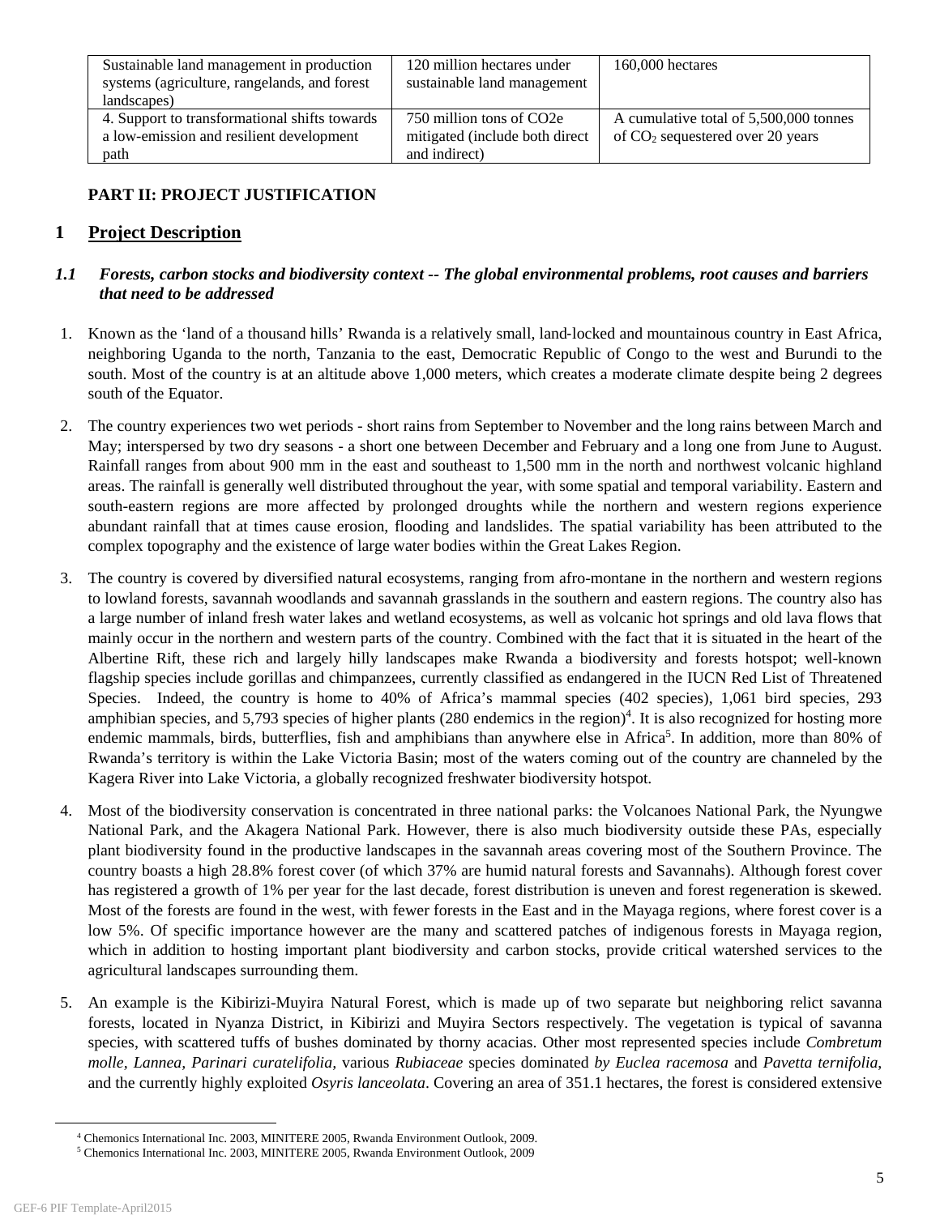| Sustainable land management in production systems (agriculture, rangelands, and forest landscapes) | 120 million hectares under sustainable land management | 160,000 hectares |
|---|---|---|
| 4. Support to transformational shifts towards a low-emission and resilient development path | 750 million tons of CO2e mitigated (include both direct and indirect) | A cumulative total of 5,500,000 tonnes of $CO_2$ sequestered over 20 years |

**PART II: PROJECT JUSTIFICATION**

# 1 Project Description

## *1.1 Forests, carbon stocks and biodiversity context -- The global environmental problems, root causes and barriers that need to be addressed*

1. Known as the 'land of a thousand hills' Rwanda is a relatively small, land-locked and mountainous country in East Africa, neighboring Uganda to the north, Tanzania to the east, Democratic Republic of Congo to the west and Burundi to the south. Most of the country is at an altitude above 1,000 meters, which creates a moderate climate despite being 2 degrees south of the Equator.

2. The country experiences two wet periods - short rains from September to November and the long rains between March and May; interspersed by two dry seasons - a short one between December and February and a long one from June to August. Rainfall ranges from about 900 mm in the east and southeast to 1,500 mm in the north and northwest volcanic highland areas. The rainfall is generally well distributed throughout the year, with some spatial and temporal variability. Eastern and south-eastern regions are more affected by prolonged droughts while the northern and western regions experience abundant rainfall that at times cause erosion, flooding and landslides. The spatial variability has been attributed to the complex topography and the existence of large water bodies within the Great Lakes Region.

3. The country is covered by diversified natural ecosystems, ranging from afro-montane in the northern and western regions to lowland forests, savannah woodlands and savannah grasslands in the southern and eastern regions. The country also has a large number of inland fresh water lakes and wetland ecosystems, as well as volcanic hot springs and old lava flows that mainly occur in the northern and western parts of the country. Combined with the fact that it is situated in the heart of the Albertine Rift, these rich and largely hilly landscapes make Rwanda a biodiversity and forests hotspot; well-known flagship species include gorillas and chimpanzees, currently classified as endangered in the IUCN Red List of Threatened Species. Indeed, the country is home to 40% of Africa's mammal species (402 species), 1,061 bird species, 293 amphibian species, and 5,793 species of higher plants (280 endemics in the region)[4]. It is also recognized for hosting more endemic mammals, birds, butterflies, fish and amphibians than anywhere else in Africa[5]. In addition, more than 80% of Rwanda's territory is within the Lake Victoria Basin; most of the waters coming out of the country are channeled by the Kagera River into Lake Victoria, a globally recognized freshwater biodiversity hotspot.

4. Most of the biodiversity conservation is concentrated in three national parks: the Volcanoes National Park, the Nyungwe National Park, and the Akagera National Park. However, there is also much biodiversity outside these PAs, especially plant biodiversity found in the productive landscapes in the savannah areas covering most of the Southern Province. The country boasts a high 28.8% forest cover (of which 37% are humid natural forests and Savannahs). Although forest cover has registered a growth of 1% per year for the last decade, forest distribution is uneven and forest regeneration is skewed. Most of the forests are found in the west, with fewer forests in the East and in the Mayaga regions, where forest cover is a low 5%. Of specific importance however are the many and scattered patches of indigenous forests in Mayaga region, which in addition to hosting important plant biodiversity and carbon stocks, provide critical watershed services to the agricultural landscapes surrounding them.

5. An example is the Kibirizi-Muyira Natural Forest, which is made up of two separate but neighboring relict savanna forests, located in Nyanza District, in Kibirizi and Muyira Sectors respectively. The vegetation is typical of savanna species, with scattered tuffs of bushes dominated by thorny acacias. Other most represented species include *Combretum molle*, *Lannea*, *Parinari curatelifolia,* various *Rubiaceae* species dominated *by Euclea racemosa* and *Pavetta ternifolia*, and the currently highly exploited *Osyris lanceolata*. Covering an area of 351.1 hectares, the forest is considered extensive

[4] Chemonics International Inc. 2003, MINITERE 2005, Rwanda Environment Outlook, 2009.
[5] Chemonics International Inc. 2003, MINITERE 2005, Rwanda Environment Outlook, 2009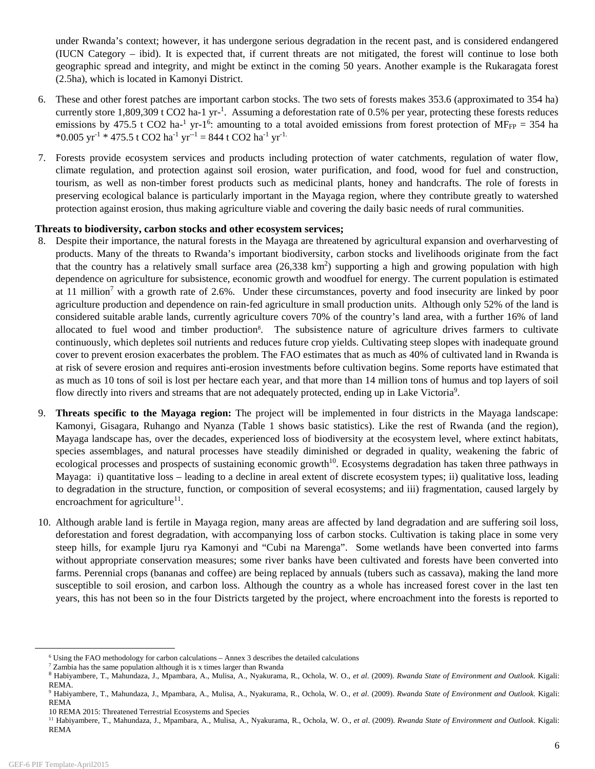under Rwanda's context; however, it has undergone serious degradation in the recent past, and is considered endangered (IUCN Category – ibid). It is expected that, if current threats are not mitigated, the forest will continue to lose both geographic spread and integrity, and might be extinct in the coming 50 years. Another example is the Rukaragata forest (2.5ha), which is located in Kamonyi District.

6. These and other forest patches are important carbon stocks. The two sets of forests makes 353.6 (approximated to 354 ha) currently store 1,809,309 t CO2 ha-1 yr-[1]. Assuming a deforestation rate of 0.5% per year, protecting these forests reduces emissions by 475.5 t CO2 ha-[1] yr-1[6]: amounting to a total avoided emissions from forest protection of $MF_{FP}$ = 354 ha *0.005 $yr^{-1}$ * 475.5 t CO2 $ha^{-1}$ $yr^{--1}$ = 844 t CO2 $ha^{-1}$ $yr^{-1.}$

7. Forests provide ecosystem services and products including protection of water catchments, regulation of water flow, climate regulation, and protection against soil erosion, water purification, and food, wood for fuel and construction, tourism, as well as non-timber forest products such as medicinal plants, honey and handcrafts. The role of forests in preserving ecological balance is particularly important in the Mayaga region, where they contribute greatly to watershed protection against erosion, thus making agriculture viable and covering the daily basic needs of rural communities.

**Threats to biodiversity, carbon stocks and other ecosystem services;**

8. Despite their importance, the natural forests in the Mayaga are threatened by agricultural expansion and overharvesting of products. Many of the threats to Rwanda's important biodiversity, carbon stocks and livelihoods originate from the fact that the country has a relatively small surface area (26,338 $km^2$) supporting a high and growing population with high dependence on agriculture for subsistence, economic growth and woodfuel for energy. The current population is estimated at 11 million[7] with a growth rate of 2.6%. Under these circumstances, poverty and food insecurity are linked by poor agriculture production and dependence on rain-fed agriculture in small production units. Although only 52% of the land is considered suitable arable lands, currently agriculture covers 70% of the country's land area, with a further 16% of land allocated to fuel wood and timber production[8]. The subsistence nature of agriculture drives farmers to cultivate continuously, which depletes soil nutrients and reduces future crop yields. Cultivating steep slopes with inadequate ground cover to prevent erosion exacerbates the problem. The FAO estimates that as much as 40% of cultivated land in Rwanda is at risk of severe erosion and requires anti-erosion investments before cultivation begins. Some reports have estimated that as much as 10 tons of soil is lost per hectare each year, and that more than 14 million tons of humus and top layers of soil flow directly into rivers and streams that are not adequately protected, ending up in Lake Victoria[9].

9. **Threats specific to the Mayaga region:** The project will be implemented in four districts in the Mayaga landscape: Kamonyi, Gisagara, Ruhango and Nyanza (Table 1 shows basic statistics). Like the rest of Rwanda (and the region), Mayaga landscape has, over the decades, experienced loss of biodiversity at the ecosystem level, where extinct habitats, species assemblages, and natural processes have steadily diminished or degraded in quality, weakening the fabric of ecological processes and prospects of sustaining economic growth[10]. Ecosystems degradation has taken three pathways in Mayaga: i) quantitative loss – leading to a decline in areal extent of discrete ecosystem types; ii) qualitative loss, leading to degradation in the structure, function, or composition of several ecosystems; and iii) fragmentation, caused largely by encroachment for agriculture[11].

10. Although arable land is fertile in Mayaga region, many areas are affected by land degradation and are suffering soil loss, deforestation and forest degradation, with accompanying loss of carbon stocks. Cultivation is taking place in some very steep hills, for example Ijuru rya Kamonyi and "Cubi na Marenga". Some wetlands have been converted into farms without appropriate conservation measures; some river banks have been cultivated and forests have been converted into farms. Perennial crops (bananas and coffee) are being replaced by annuals (tubers such as cassava), making the land more susceptible to soil erosion, and carbon loss. Although the country as a whole has increased forest cover in the last ten years, this has not been so in the four Districts targeted by the project, where encroachment into the forests is reported to

---

[6] Using the FAO methodology for carbon calculations – Annex 3 describes the detailed calculations

[7] Zambia has the same population although it is x times larger than Rwanda

[8] Habiyambere, T., Mahundaza, J., Mpambara, A., Mulisa, A., Nyakurama, R., Ochola, W. O., *et al*. (2009). *Rwanda State of Environment and Outlook*. Kigali: REMA.

[9] Habiyambere, T., Mahundaza, J., Mpambara, A., Mulisa, A., Nyakurama, R., Ochola, W. O., *et al*. (2009). *Rwanda State of Environment and Outlook*. Kigali: REMA

10 REMA 2015: Threatened Terrestrial Ecosystems and Species

[11] Habiyambere, T., Mahundaza, J., Mpambara, A., Mulisa, A., Nyakurama, R., Ochola, W. O., *et al*. (2009). *Rwanda State of Environment and Outlook*. Kigali: REMA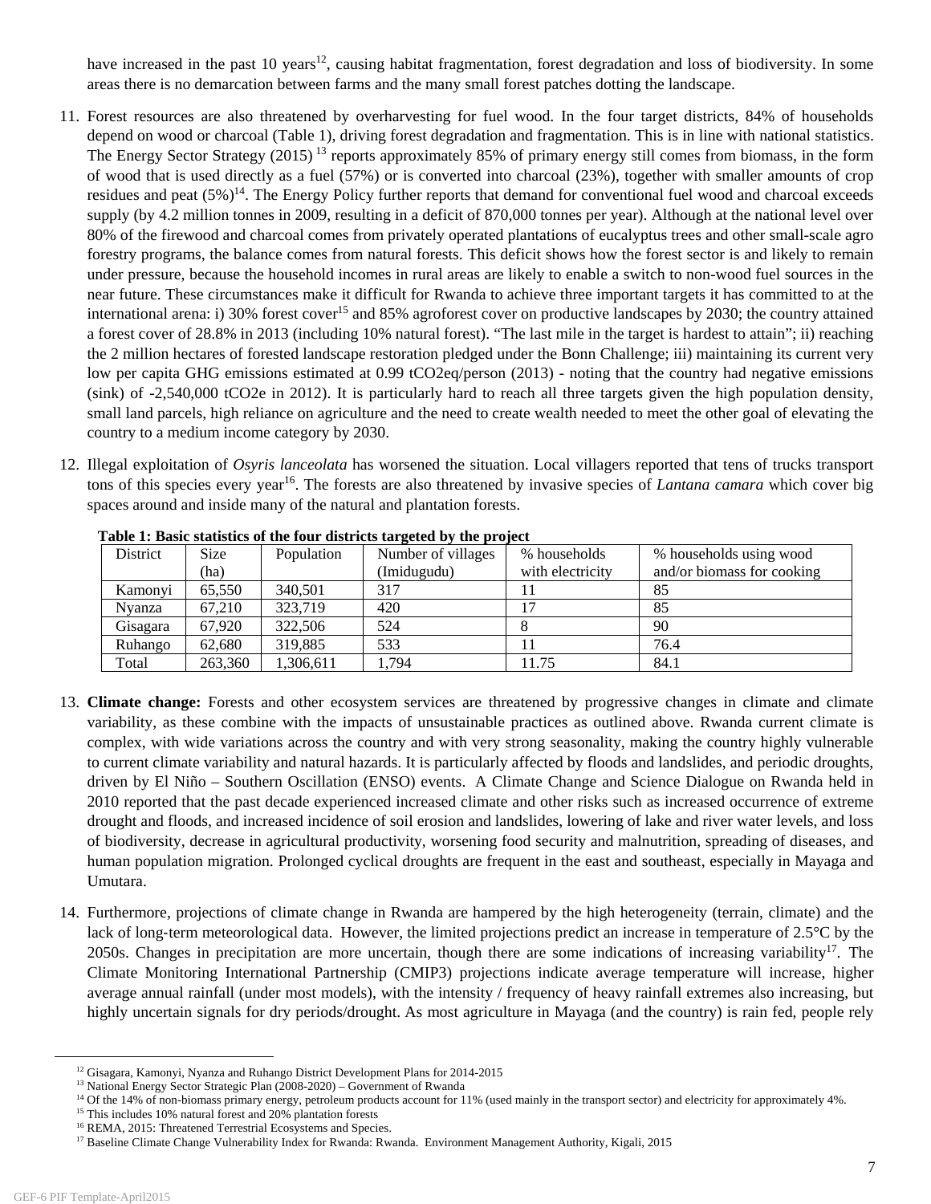have increased in the past 10 years[12], causing habitat fragmentation, forest degradation and loss of biodiversity. In some areas there is no demarcation between farms and the many small forest patches dotting the landscape.

11. Forest resources are also threatened by overharvesting for fuel wood. In the four target districts, 84% of households depend on wood or charcoal (Table 1), driving forest degradation and fragmentation. This is in line with national statistics. The Energy Sector Strategy (2015) [13] reports approximately 85% of primary energy still comes from biomass, in the form of wood that is used directly as a fuel (57%) or is converted into charcoal (23%), together with smaller amounts of crop residues and peat (5%)[14]. The Energy Policy further reports that demand for conventional fuel wood and charcoal exceeds supply (by 4.2 million tonnes in 2009, resulting in a deficit of 870,000 tonnes per year). Although at the national level over 80% of the firewood and charcoal comes from privately operated plantations of eucalyptus trees and other small-scale agro forestry programs, the balance comes from natural forests. This deficit shows how the forest sector is and likely to remain under pressure, because the household incomes in rural areas are likely to enable a switch to non-wood fuel sources in the near future. These circumstances make it difficult for Rwanda to achieve three important targets it has committed to at the international arena: i) 30% forest cover[15] and 85% agroforest cover on productive landscapes by 2030; the country attained a forest cover of 28.8% in 2013 (including 10% natural forest). "The last mile in the target is hardest to attain"; ii) reaching the 2 million hectares of forested landscape restoration pledged under the Bonn Challenge; iii) maintaining its current very low per capita GHG emissions estimated at 0.99 tCO2eq/person (2013) - noting that the country had negative emissions (sink) of -2,540,000 tCO2e in 2012). It is particularly hard to reach all three targets given the high population density, small land parcels, high reliance on agriculture and the need to create wealth needed to meet the other goal of elevating the country to a medium income category by 2030.

12. Illegal exploitation of *Osyris lanceolata* has worsened the situation. Local villagers reported that tens of trucks transport tons of this species every year[16]. The forests are also threatened by invasive species of *Lantana camara* which cover big spaces around and inside many of the natural and plantation forests.

**Table 1: Basic statistics of the four districts targeted by the project**

| District | Size (ha) | Population | Number of villages (Imidugudu) | % households with electricity | % households using wood and/or biomass for cooking |
|---|---|---|---|---|---|
| Kamonyi | 65,550 | 340,501 | 317 | 11 | 85 |
| Nyanza | 67,210 | 323,719 | 420 | 17 | 85 |
| Gisagara | 67,920 | 322,506 | 524 | 8 | 90 |
| Ruhango | 62,680 | 319,885 | 533 | 11 | 76.4 |
| Total | 263,360 | 1,306,611 | 1,794 | 11.75 | 84.1 |

13. **Climate change:** Forests and other ecosystem services are threatened by progressive changes in climate and climate variability, as these combine with the impacts of unsustainable practices as outlined above. Rwanda current climate is complex, with wide variations across the country and with very strong seasonality, making the country highly vulnerable to current climate variability and natural hazards. It is particularly affected by floods and landslides, and periodic droughts, driven by El Niño – Southern Oscillation (ENSO) events. A Climate Change and Science Dialogue on Rwanda held in 2010 reported that the past decade experienced increased climate and other risks such as increased occurrence of extreme drought and floods, and increased incidence of soil erosion and landslides, lowering of lake and river water levels, and loss of biodiversity, decrease in agricultural productivity, worsening food security and malnutrition, spreading of diseases, and human population migration. Prolonged cyclical droughts are frequent in the east and southeast, especially in Mayaga and Umutara.

14. Furthermore, projections of climate change in Rwanda are hampered by the high heterogeneity (terrain, climate) and the lack of long-term meteorological data. However, the limited projections predict an increase in temperature of 2.5°C by the 2050s. Changes in precipitation are more uncertain, though there are some indications of increasing variability[17]. The Climate Monitoring International Partnership (CMIP3) projections indicate average temperature will increase, higher average annual rainfall (under most models), with the intensity / frequency of heavy rainfall extremes also increasing, but highly uncertain signals for dry periods/drought. As most agriculture in Mayaga (and the country) is rain fed, people rely

---

[12] Gisagara, Kamonyi, Nyanza and Ruhango District Development Plans for 2014-2015

[13] National Energy Sector Strategic Plan (2008-2020) – Government of Rwanda

[14] Of the 14% of non-biomass primary energy, petroleum products account for 11% (used mainly in the transport sector) and electricity for approximately 4%.

[15] This includes 10% natural forest and 20% plantation forests

[16] REMA, 2015: Threatened Terrestrial Ecosystems and Species.

[17] Baseline Climate Change Vulnerability Index for Rwanda: Rwanda. Environment Management Authority, Kigali, 2015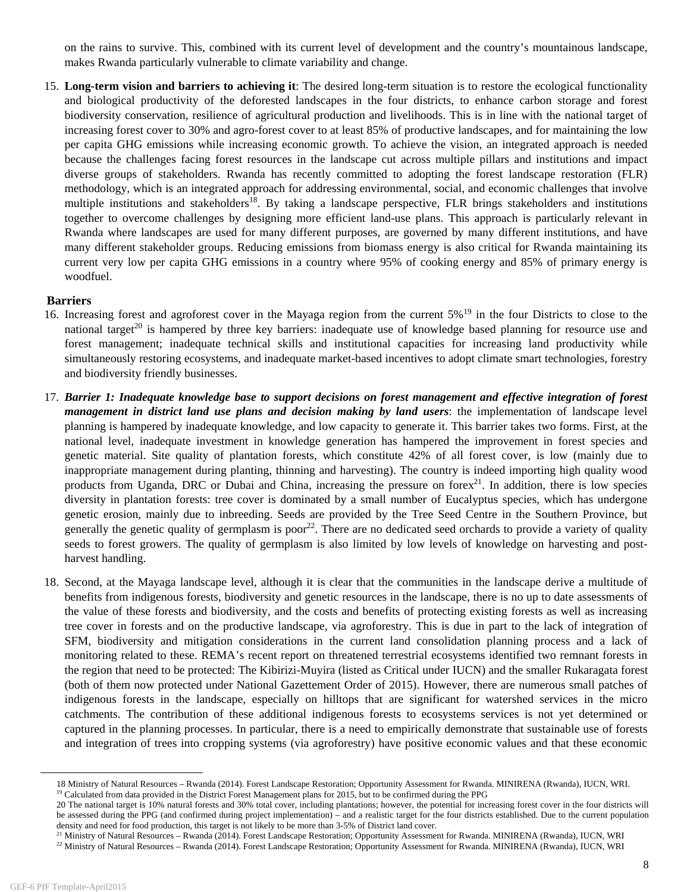on the rains to survive. This, combined with its current level of development and the country's mountainous landscape, makes Rwanda particularly vulnerable to climate variability and change.

15. **Long-term vision and barriers to achieving it**: The desired long-term situation is to restore the ecological functionality and biological productivity of the deforested landscapes in the four districts, to enhance carbon storage and forest biodiversity conservation, resilience of agricultural production and livelihoods. This is in line with the national target of increasing forest cover to 30% and agro-forest cover to at least 85% of productive landscapes, and for maintaining the low per capita GHG emissions while increasing economic growth. To achieve the vision, an integrated approach is needed because the challenges facing forest resources in the landscape cut across multiple pillars and institutions and impact diverse groups of stakeholders. Rwanda has recently committed to adopting the forest landscape restoration (FLR) methodology, which is an integrated approach for addressing environmental, social, and economic challenges that involve multiple institutions and stakeholders[18]. By taking a landscape perspective, FLR brings stakeholders and institutions together to overcome challenges by designing more efficient land-use plans. This approach is particularly relevant in Rwanda where landscapes are used for many different purposes, are governed by many different institutions, and have many different stakeholder groups. Reducing emissions from biomass energy is also critical for Rwanda maintaining its current very low per capita GHG emissions in a country where 95% of cooking energy and 85% of primary energy is woodfuel.

**Barriers**

16. Increasing forest and agroforest cover in the Mayaga region from the current 5%[19] in the four Districts to close to the national target[20] is hampered by three key barriers: inadequate use of knowledge based planning for resource use and forest management; inadequate technical skills and institutional capacities for increasing land productivity while simultaneously restoring ecosystems, and inadequate market-based incentives to adopt climate smart technologies, forestry and biodiversity friendly businesses.

17. ***Barrier 1: Inadequate knowledge base to support decisions on forest management and effective integration of forest management in district land use plans and decision making by land users***: the implementation of landscape level planning is hampered by inadequate knowledge, and low capacity to generate it. This barrier takes two forms. First, at the national level, inadequate investment in knowledge generation has hampered the improvement in forest species and genetic material. Site quality of plantation forests, which constitute 42% of all forest cover, is low (mainly due to inappropriate management during planting, thinning and harvesting). The country is indeed importing high quality wood products from Uganda, DRC or Dubai and China, increasing the pressure on forex[21]. In addition, there is low species diversity in plantation forests: tree cover is dominated by a small number of Eucalyptus species, which has undergone genetic erosion, mainly due to inbreeding. Seeds are provided by the Tree Seed Centre in the Southern Province, but generally the genetic quality of germplasm is poor[22]. There are no dedicated seed orchards to provide a variety of quality seeds to forest growers. The quality of germplasm is also limited by low levels of knowledge on harvesting and post-harvest handling.

18. Second, at the Mayaga landscape level, although it is clear that the communities in the landscape derive a multitude of benefits from indigenous forests, biodiversity and genetic resources in the landscape, there is no up to date assessments of the value of these forests and biodiversity, and the costs and benefits of protecting existing forests as well as increasing tree cover in forests and on the productive landscape, via agroforestry. This is due in part to the lack of integration of SFM, biodiversity and mitigation considerations in the current land consolidation planning process and a lack of monitoring related to these. REMA's recent report on threatened terrestrial ecosystems identified two remnant forests in the region that need to be protected: The Kibirizi-Muyira (listed as Critical under IUCN) and the smaller Rukaragata forest (both of them now protected under National Gazettement Order of 2015). However, there are numerous small patches of indigenous forests in the landscape, especially on hilltops that are significant for watershed services in the micro catchments. The contribution of these additional indigenous forests to ecosystems services is not yet determined or captured in the planning processes. In particular, there is a need to empirically demonstrate that sustainable use of forests and integration of trees into cropping systems (via agroforestry) have positive economic values and that these economic

---

18 Ministry of Natural Resources – Rwanda (2014). Forest Landscape Restoration; Opportunity Assessment for Rwanda. MINIRENA (Rwanda), IUCN, WRI.

19 Calculated from data provided in the District Forest Management plans for 2015, but to be confirmed during the PPG

20 The national target is 10% natural forests and 30% total cover, including plantations; however, the potential for increasing forest cover in the four districts will be assessed during the PPG (and confirmed during project implementation) – and a realistic target for the four districts established. Due to the current population density and need for food production, this target is not likely to be more than 3-5% of District land cover.

21 Ministry of Natural Resources – Rwanda (2014). Forest Landscape Restoration; Opportunity Assessment for Rwanda. MINIRENA (Rwanda), IUCN, WRI

22 Ministry of Natural Resources – Rwanda (2014). Forest Landscape Restoration; Opportunity Assessment for Rwanda. MINIRENA (Rwanda), IUCN, WRI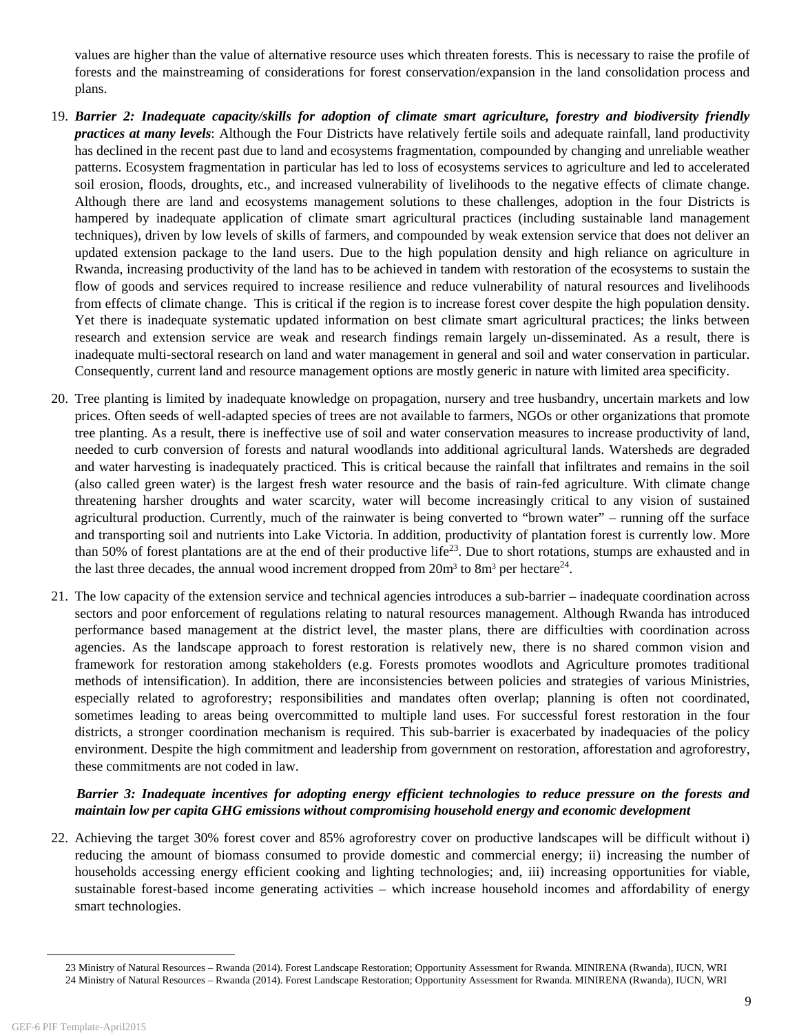values are higher than the value of alternative resource uses which threaten forests. This is necessary to raise the profile of forests and the mainstreaming of considerations for forest conservation/expansion in the land consolidation process and plans.

19. ***Barrier 2: Inadequate capacity/skills for adoption of climate smart agriculture, forestry and biodiversity friendly practices at many levels***: Although the Four Districts have relatively fertile soils and adequate rainfall, land productivity has declined in the recent past due to land and ecosystems fragmentation, compounded by changing and unreliable weather patterns. Ecosystem fragmentation in particular has led to loss of ecosystems services to agriculture and led to accelerated soil erosion, floods, droughts, etc., and increased vulnerability of livelihoods to the negative effects of climate change. Although there are land and ecosystems management solutions to these challenges, adoption in the four Districts is hampered by inadequate application of climate smart agricultural practices (including sustainable land management techniques), driven by low levels of skills of farmers, and compounded by weak extension service that does not deliver an updated extension package to the land users. Due to the high population density and high reliance on agriculture in Rwanda, increasing productivity of the land has to be achieved in tandem with restoration of the ecosystems to sustain the flow of goods and services required to increase resilience and reduce vulnerability of natural resources and livelihoods from effects of climate change. This is critical if the region is to increase forest cover despite the high population density. Yet there is inadequate systematic updated information on best climate smart agricultural practices; the links between research and extension service are weak and research findings remain largely un-disseminated. As a result, there is inadequate multi-sectoral research on land and water management in general and soil and water conservation in particular. Consequently, current land and resource management options are mostly generic in nature with limited area specificity.

20. Tree planting is limited by inadequate knowledge on propagation, nursery and tree husbandry, uncertain markets and low prices. Often seeds of well-adapted species of trees are not available to farmers, NGOs or other organizations that promote tree planting. As a result, there is ineffective use of soil and water conservation measures to increase productivity of land, needed to curb conversion of forests and natural woodlands into additional agricultural lands. Watersheds are degraded and water harvesting is inadequately practiced. This is critical because the rainfall that infiltrates and remains in the soil (also called green water) is the largest fresh water resource and the basis of rain-fed agriculture. With climate change threatening harsher droughts and water scarcity, water will become increasingly critical to any vision of sustained agricultural production. Currently, much of the rainwater is being converted to "brown water" – running off the surface and transporting soil and nutrients into Lake Victoria. In addition, productivity of plantation forest is currently low. More than 50% of forest plantations are at the end of their productive life[23]. Due to short rotations, stumps are exhausted and in the last three decades, the annual wood increment dropped from $20m^3$ to $8m^3$ per hectare[24].

21. The low capacity of the extension service and technical agencies introduces a sub-barrier – inadequate coordination across sectors and poor enforcement of regulations relating to natural resources management. Although Rwanda has introduced performance based management at the district level, the master plans, there are difficulties with coordination across agencies. As the landscape approach to forest restoration is relatively new, there is no shared common vision and framework for restoration among stakeholders (e.g. Forests promotes woodlots and Agriculture promotes traditional methods of intensification). In addition, there are inconsistencies between policies and strategies of various Ministries, especially related to agroforestry; responsibilities and mandates often overlap; planning is often not coordinated, sometimes leading to areas being overcommitted to multiple land uses. For successful forest restoration in the four districts, a stronger coordination mechanism is required. This sub-barrier is exacerbated by inadequacies of the policy environment. Despite the high commitment and leadership from government on restoration, afforestation and agroforestry, these commitments are not coded in law.

***Barrier 3: Inadequate incentives for adopting energy efficient technologies to reduce pressure on the forests and maintain low per capita GHG emissions without compromising household energy and economic development***

22. Achieving the target 30% forest cover and 85% agroforestry cover on productive landscapes will be difficult without i) reducing the amount of biomass consumed to provide domestic and commercial energy; ii) increasing the number of households accessing energy efficient cooking and lighting technologies; and, iii) increasing opportunities for viable, sustainable forest-based income generating activities – which increase household incomes and affordability of energy smart technologies.

---

23 Ministry of Natural Resources – Rwanda (2014). Forest Landscape Restoration; Opportunity Assessment for Rwanda. MINIRENA (Rwanda), IUCN, WRI

24 Ministry of Natural Resources – Rwanda (2014). Forest Landscape Restoration; Opportunity Assessment for Rwanda. MINIRENA (Rwanda), IUCN, WRI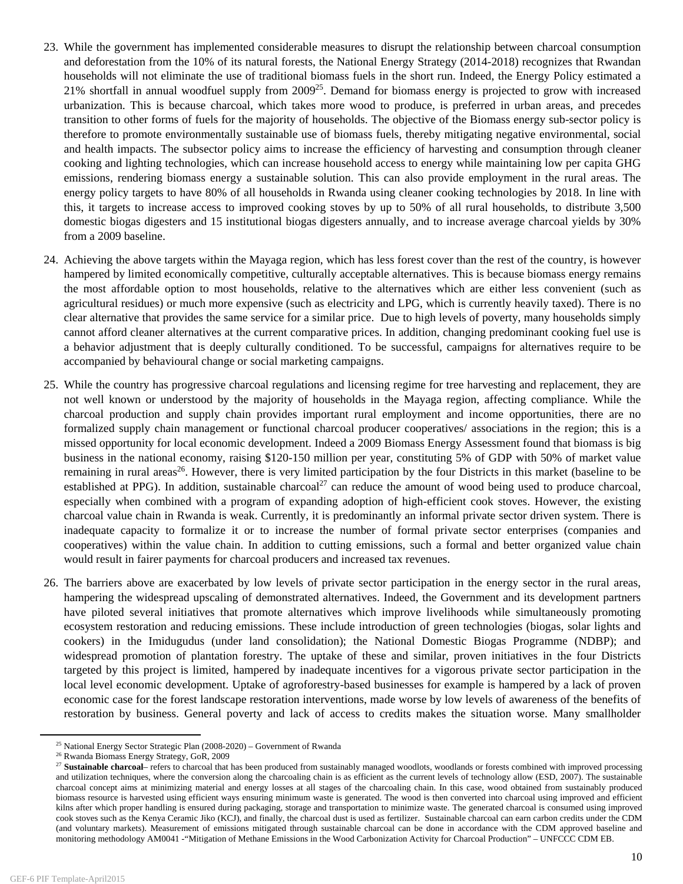23. While the government has implemented considerable measures to disrupt the relationship between charcoal consumption and deforestation from the 10% of its natural forests, the National Energy Strategy (2014-2018) recognizes that Rwandan households will not eliminate the use of traditional biomass fuels in the short run. Indeed, the Energy Policy estimated a 21% shortfall in annual woodfuel supply from 2009[25]. Demand for biomass energy is projected to grow with increased urbanization. This is because charcoal, which takes more wood to produce, is preferred in urban areas, and precedes transition to other forms of fuels for the majority of households. The objective of the Biomass energy sub-sector policy is therefore to promote environmentally sustainable use of biomass fuels, thereby mitigating negative environmental, social and health impacts. The subsector policy aims to increase the efficiency of harvesting and consumption through cleaner cooking and lighting technologies, which can increase household access to energy while maintaining low per capita GHG emissions, rendering biomass energy a sustainable solution. This can also provide employment in the rural areas. The energy policy targets to have 80% of all households in Rwanda using cleaner cooking technologies by 2018. In line with this, it targets to increase access to improved cooking stoves by up to 50% of all rural households, to distribute 3,500 domestic biogas digesters and 15 institutional biogas digesters annually, and to increase average charcoal yields by 30% from a 2009 baseline.

24. Achieving the above targets within the Mayaga region, which has less forest cover than the rest of the country, is however hampered by limited economically competitive, culturally acceptable alternatives. This is because biomass energy remains the most affordable option to most households, relative to the alternatives which are either less convenient (such as agricultural residues) or much more expensive (such as electricity and LPG, which is currently heavily taxed). There is no clear alternative that provides the same service for a similar price. Due to high levels of poverty, many households simply cannot afford cleaner alternatives at the current comparative prices. In addition, changing predominant cooking fuel use is a behavior adjustment that is deeply culturally conditioned. To be successful, campaigns for alternatives require to be accompanied by behavioural change or social marketing campaigns.

25. While the country has progressive charcoal regulations and licensing regime for tree harvesting and replacement, they are not well known or understood by the majority of households in the Mayaga region, affecting compliance. While the charcoal production and supply chain provides important rural employment and income opportunities, there are no formalized supply chain management or functional charcoal producer cooperatives/ associations in the region; this is a missed opportunity for local economic development. Indeed a 2009 Biomass Energy Assessment found that biomass is big business in the national economy, raising $120-150 million per year, constituting 5% of GDP with 50% of market value remaining in rural areas[26]. However, there is very limited participation by the four Districts in this market (baseline to be established at PPG). In addition, sustainable charcoal[27] can reduce the amount of wood being used to produce charcoal, especially when combined with a program of expanding adoption of high-efficient cook stoves. However, the existing charcoal value chain in Rwanda is weak. Currently, it is predominantly an informal private sector driven system. There is inadequate capacity to formalize it or to increase the number of formal private sector enterprises (companies and cooperatives) within the value chain. In addition to cutting emissions, such a formal and better organized value chain would result in fairer payments for charcoal producers and increased tax revenues.

26. The barriers above are exacerbated by low levels of private sector participation in the energy sector in the rural areas, hampering the widespread upscaling of demonstrated alternatives. Indeed, the Government and its development partners have piloted several initiatives that promote alternatives which improve livelihoods while simultaneously promoting ecosystem restoration and reducing emissions. These include introduction of green technologies (biogas, solar lights and cookers) in the Imidugudus (under land consolidation); the National Domestic Biogas Programme (NDBP); and widespread promotion of plantation forestry. The uptake of these and similar, proven initiatives in the four Districts targeted by this project is limited, hampered by inadequate incentives for a vigorous private sector participation in the local level economic development. Uptake of agroforestry-based businesses for example is hampered by a lack of proven economic case for the forest landscape restoration interventions, made worse by low levels of awareness of the benefits of restoration by business. General poverty and lack of access to credits makes the situation worse. Many smallholder

---

[25] National Energy Sector Strategic Plan (2008-2020) – Government of Rwanda

[26] Rwanda Biomass Energy Strategy, GoR, 2009

[27] **Sustainable charcoal**– refers to charcoal that has been produced from sustainably managed woodlots, woodlands or forests combined with improved processing and utilization techniques, where the conversion along the charcoaling chain is as efficient as the current levels of technology allow (ESD, 2007). The sustainable charcoal concept aims at minimizing material and energy losses at all stages of the charcoaling chain. In this case, wood obtained from sustainably produced biomass resource is harvested using efficient ways ensuring minimum waste is generated. The wood is then converted into charcoal using improved and efficient kilns after which proper handling is ensured during packaging, storage and transportation to minimize waste. The generated charcoal is consumed using improved cook stoves such as the Kenya Ceramic Jiko (KCJ), and finally, the charcoal dust is used as fertilizer. Sustainable charcoal can earn carbon credits under the CDM (and voluntary markets). Measurement of emissions mitigated through sustainable charcoal can be done in accordance with the CDM approved baseline and monitoring methodology AM0041 -"Mitigation of Methane Emissions in the Wood Carbonization Activity for Charcoal Production" – UNFCCC CDM EB.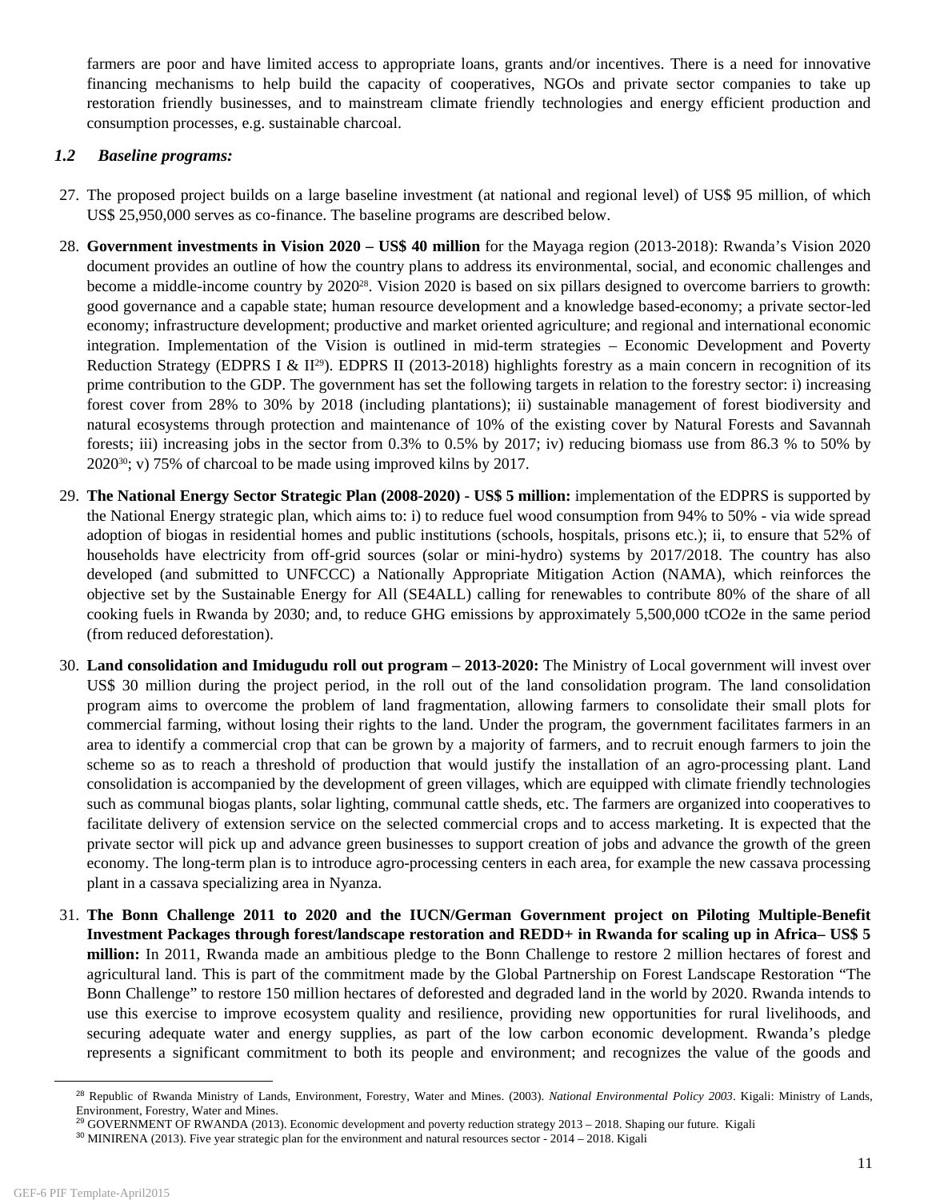farmers are poor and have limited access to appropriate loans, grants and/or incentives. There is a need for innovative financing mechanisms to help build the capacity of cooperatives, NGOs and private sector companies to take up restoration friendly businesses, and to mainstream climate friendly technologies and energy efficient production and consumption processes, e.g. sustainable charcoal.

### *1.2 Baseline programs:*

27. The proposed project builds on a large baseline investment (at national and regional level) of US$ 95 million, of which US$ 25,950,000 serves as co-finance. The baseline programs are described below.

28. **Government investments in Vision 2020 – US$ 40 million** for the Mayaga region (2013-2018): Rwanda's Vision 2020 document provides an outline of how the country plans to address its environmental, social, and economic challenges and become a middle-income country by 2020[28]. Vision 2020 is based on six pillars designed to overcome barriers to growth: good governance and a capable state; human resource development and a knowledge based-economy; a private sector-led economy; infrastructure development; productive and market oriented agriculture; and regional and international economic integration. Implementation of the Vision is outlined in mid-term strategies – Economic Development and Poverty Reduction Strategy (EDPRS I & II[29]). EDPRS II (2013-2018) highlights forestry as a main concern in recognition of its prime contribution to the GDP. The government has set the following targets in relation to the forestry sector: i) increasing forest cover from 28% to 30% by 2018 (including plantations); ii) sustainable management of forest biodiversity and natural ecosystems through protection and maintenance of 10% of the existing cover by Natural Forests and Savannah forests; iii) increasing jobs in the sector from 0.3% to 0.5% by 2017; iv) reducing biomass use from 86.3 % to 50% by 2020[30]; v) 75% of charcoal to be made using improved kilns by 2017.

29. **The National Energy Sector Strategic Plan (2008-2020) - US$ 5 million:** implementation of the EDPRS is supported by the National Energy strategic plan, which aims to: i) to reduce fuel wood consumption from 94% to 50% - via wide spread adoption of biogas in residential homes and public institutions (schools, hospitals, prisons etc.); ii, to ensure that 52% of households have electricity from off-grid sources (solar or mini-hydro) systems by 2017/2018. The country has also developed (and submitted to UNFCCC) a Nationally Appropriate Mitigation Action (NAMA), which reinforces the objective set by the Sustainable Energy for All (SE4ALL) calling for renewables to contribute 80% of the share of all cooking fuels in Rwanda by 2030; and, to reduce GHG emissions by approximately 5,500,000 tCO2e in the same period (from reduced deforestation).

30. **Land consolidation and Imidugudu roll out program – 2013-2020:** The Ministry of Local government will invest over US$ 30 million during the project period, in the roll out of the land consolidation program. The land consolidation program aims to overcome the problem of land fragmentation, allowing farmers to consolidate their small plots for commercial farming, without losing their rights to the land. Under the program, the government facilitates farmers in an area to identify a commercial crop that can be grown by a majority of farmers, and to recruit enough farmers to join the scheme so as to reach a threshold of production that would justify the installation of an agro-processing plant. Land consolidation is accompanied by the development of green villages, which are equipped with climate friendly technologies such as communal biogas plants, solar lighting, communal cattle sheds, etc. The farmers are organized into cooperatives to facilitate delivery of extension service on the selected commercial crops and to access marketing. It is expected that the private sector will pick up and advance green businesses to support creation of jobs and advance the growth of the green economy. The long-term plan is to introduce agro-processing centers in each area, for example the new cassava processing plant in a cassava specializing area in Nyanza.

31. **The Bonn Challenge 2011 to 2020 and the IUCN/German Government project on Piloting Multiple-Benefit Investment Packages through forest/landscape restoration and REDD+ in Rwanda for scaling up in Africa– US$ 5 million:** In 2011, Rwanda made an ambitious pledge to the Bonn Challenge to restore 2 million hectares of forest and agricultural land. This is part of the commitment made by the Global Partnership on Forest Landscape Restoration "The Bonn Challenge" to restore 150 million hectares of deforested and degraded land in the world by 2020. Rwanda intends to use this exercise to improve ecosystem quality and resilience, providing new opportunities for rural livelihoods, and securing adequate water and energy supplies, as part of the low carbon economic development. Rwanda's pledge represents a significant commitment to both its people and environment; and recognizes the value of the goods and

---

[28] Republic of Rwanda Ministry of Lands, Environment, Forestry, Water and Mines. (2003). *National Environmental Policy 2003*. Kigali: Ministry of Lands, Environment, Forestry, Water and Mines.

[29] GOVERNMENT OF RWANDA (2013). Economic development and poverty reduction strategy 2013 – 2018. Shaping our future. Kigali

[30] MINIRENA (2013). Five year strategic plan for the environment and natural resources sector - 2014 – 2018. Kigali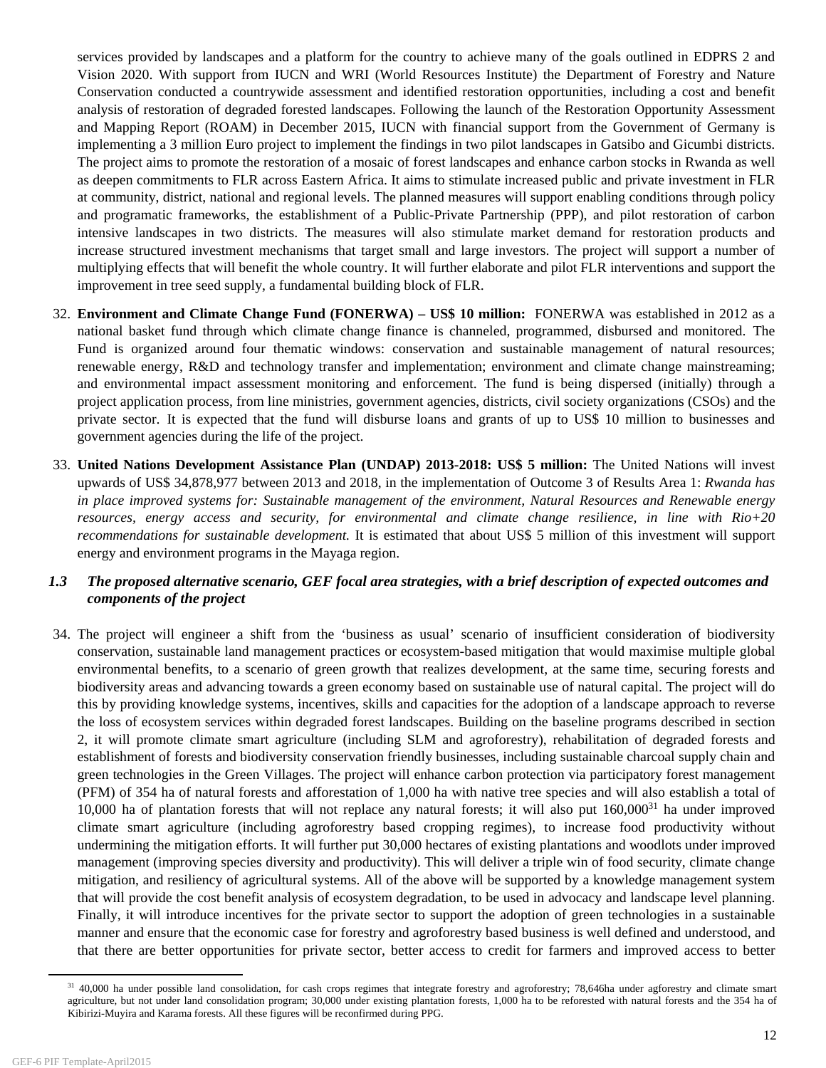services provided by landscapes and a platform for the country to achieve many of the goals outlined in EDPRS 2 and Vision 2020. With support from IUCN and WRI (World Resources Institute) the Department of Forestry and Nature Conservation conducted a countrywide assessment and identified restoration opportunities, including a cost and benefit analysis of restoration of degraded forested landscapes. Following the launch of the Restoration Opportunity Assessment and Mapping Report (ROAM) in December 2015, IUCN with financial support from the Government of Germany is implementing a 3 million Euro project to implement the findings in two pilot landscapes in Gatsibo and Gicumbi districts. The project aims to promote the restoration of a mosaic of forest landscapes and enhance carbon stocks in Rwanda as well as deepen commitments to FLR across Eastern Africa. It aims to stimulate increased public and private investment in FLR at community, district, national and regional levels. The planned measures will support enabling conditions through policy and programatic frameworks, the establishment of a Public-Private Partnership (PPP), and pilot restoration of carbon intensive landscapes in two districts. The measures will also stimulate market demand for restoration products and increase structured investment mechanisms that target small and large investors. The project will support a number of multiplying effects that will benefit the whole country. It will further elaborate and pilot FLR interventions and support the improvement in tree seed supply, a fundamental building block of FLR.

32. **Environment and Climate Change Fund (FONERWA) – US$ 10 million:** FONERWA was established in 2012 as a national basket fund through which climate change finance is channeled, programmed, disbursed and monitored. The Fund is organized around four thematic windows: conservation and sustainable management of natural resources; renewable energy, R&D and technology transfer and implementation; environment and climate change mainstreaming; and environmental impact assessment monitoring and enforcement. The fund is being dispersed (initially) through a project application process, from line ministries, government agencies, districts, civil society organizations (CSOs) and the private sector. It is expected that the fund will disburse loans and grants of up to US$ 10 million to businesses and government agencies during the life of the project.

33. **United Nations Development Assistance Plan (UNDAP) 2013-2018: US$ 5 million:** The United Nations will invest upwards of US$ 34,878,977 between 2013 and 2018, in the implementation of Outcome 3 of Results Area 1: *Rwanda has in place improved systems for: Sustainable management of the environment, Natural Resources and Renewable energy resources, energy access and security, for environmental and climate change resilience, in line with Rio+20 recommendations for sustainable development.* It is estimated that about US$ 5 million of this investment will support energy and environment programs in the Mayaga region.

### *1.3 The proposed alternative scenario, GEF focal area strategies, with a brief description of expected outcomes and components of the project*

34. The project will engineer a shift from the 'business as usual' scenario of insufficient consideration of biodiversity conservation, sustainable land management practices or ecosystem-based mitigation that would maximise multiple global environmental benefits, to a scenario of green growth that realizes development, at the same time, securing forests and biodiversity areas and advancing towards a green economy based on sustainable use of natural capital. The project will do this by providing knowledge systems, incentives, skills and capacities for the adoption of a landscape approach to reverse the loss of ecosystem services within degraded forest landscapes. Building on the baseline programs described in section 2, it will promote climate smart agriculture (including SLM and agroforestry), rehabilitation of degraded forests and establishment of forests and biodiversity conservation friendly businesses, including sustainable charcoal supply chain and green technologies in the Green Villages. The project will enhance carbon protection via participatory forest management (PFM) of 354 ha of natural forests and afforestation of 1,000 ha with native tree species and will also establish a total of 10,000 ha of plantation forests that will not replace any natural forests; it will also put 160,000[31] ha under improved climate smart agriculture (including agroforestry based cropping regimes), to increase food productivity without undermining the mitigation efforts. It will further put 30,000 hectares of existing plantations and woodlots under improved management (improving species diversity and productivity). This will deliver a triple win of food security, climate change mitigation, and resiliency of agricultural systems. All of the above will be supported by a knowledge management system that will provide the cost benefit analysis of ecosystem degradation, to be used in advocacy and landscape level planning. Finally, it will introduce incentives for the private sector to support the adoption of green technologies in a sustainable manner and ensure that the economic case for forestry and agroforestry based business is well defined and understood, and that there are better opportunities for private sector, better access to credit for farmers and improved access to better

[31] 40,000 ha under possible land consolidation, for cash crops regimes that integrate forestry and agroforestry; 78,646ha under agforestry and climate smart agriculture, but not under land consolidation program; 30,000 under existing plantation forests, 1,000 ha to be reforested with natural forests and the 354 ha of Kibirizi-Muyira and Karama forests. All these figures will be reconfirmed during PPG.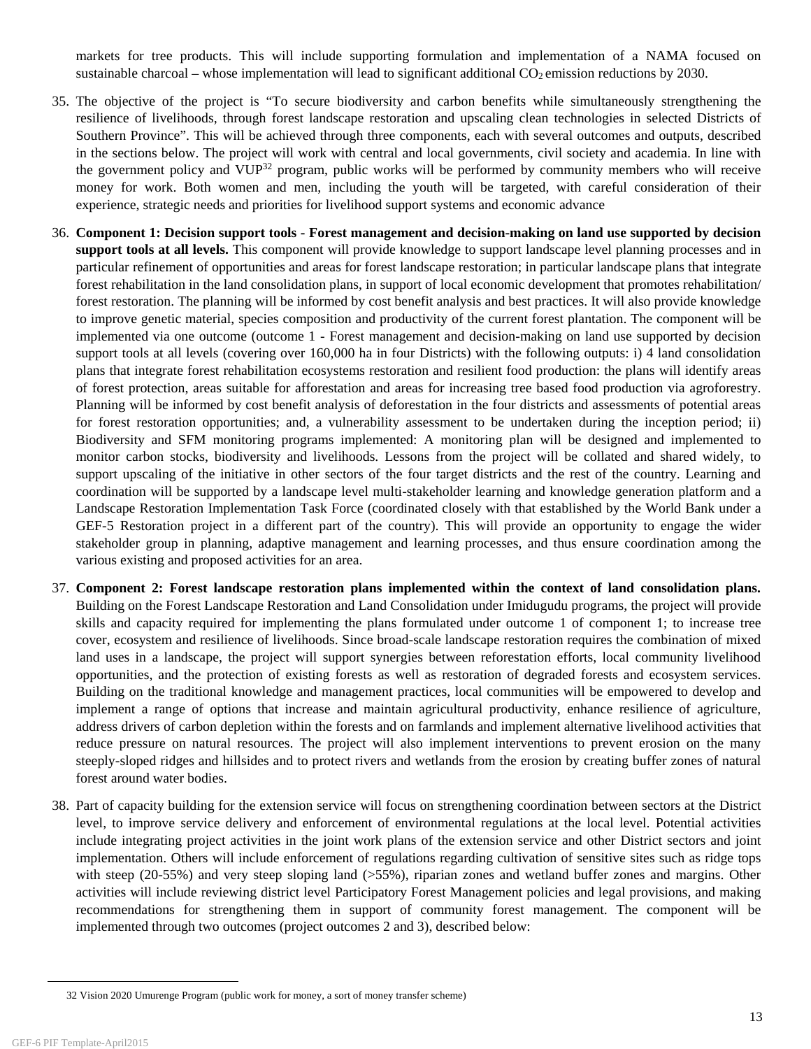markets for tree products. This will include supporting formulation and implementation of a NAMA focused on sustainable charcoal – whose implementation will lead to significant additional $CO_2$ emission reductions by 2030.

35. The objective of the project is "To secure biodiversity and carbon benefits while simultaneously strengthening the resilience of livelihoods, through forest landscape restoration and upscaling clean technologies in selected Districts of Southern Province". This will be achieved through three components, each with several outcomes and outputs, described in the sections below. The project will work with central and local governments, civil society and academia. In line with the government policy and VUP[32] program, public works will be performed by community members who will receive money for work. Both women and men, including the youth will be targeted, with careful consideration of their experience, strategic needs and priorities for livelihood support systems and economic advance

36. **Component 1: Decision support tools - Forest management and decision-making on land use supported by decision support tools at all levels.** This component will provide knowledge to support landscape level planning processes and in particular refinement of opportunities and areas for forest landscape restoration; in particular landscape plans that integrate forest rehabilitation in the land consolidation plans, in support of local economic development that promotes rehabilitation/ forest restoration. The planning will be informed by cost benefit analysis and best practices. It will also provide knowledge to improve genetic material, species composition and productivity of the current forest plantation. The component will be implemented via one outcome (outcome 1 - Forest management and decision-making on land use supported by decision support tools at all levels (covering over 160,000 ha in four Districts) with the following outputs: i) 4 land consolidation plans that integrate forest rehabilitation ecosystems restoration and resilient food production: the plans will identify areas of forest protection, areas suitable for afforestation and areas for increasing tree based food production via agroforestry. Planning will be informed by cost benefit analysis of deforestation in the four districts and assessments of potential areas for forest restoration opportunities; and, a vulnerability assessment to be undertaken during the inception period; ii) Biodiversity and SFM monitoring programs implemented: A monitoring plan will be designed and implemented to monitor carbon stocks, biodiversity and livelihoods. Lessons from the project will be collated and shared widely, to support upscaling of the initiative in other sectors of the four target districts and the rest of the country. Learning and coordination will be supported by a landscape level multi-stakeholder learning and knowledge generation platform and a Landscape Restoration Implementation Task Force (coordinated closely with that established by the World Bank under a GEF-5 Restoration project in a different part of the country). This will provide an opportunity to engage the wider stakeholder group in planning, adaptive management and learning processes, and thus ensure coordination among the various existing and proposed activities for an area.

37. **Component 2: Forest landscape restoration plans implemented within the context of land consolidation plans.** Building on the Forest Landscape Restoration and Land Consolidation under Imidugudu programs, the project will provide skills and capacity required for implementing the plans formulated under outcome 1 of component 1; to increase tree cover, ecosystem and resilience of livelihoods. Since broad-scale landscape restoration requires the combination of mixed land uses in a landscape, the project will support synergies between reforestation efforts, local community livelihood opportunities, and the protection of existing forests as well as restoration of degraded forests and ecosystem services. Building on the traditional knowledge and management practices, local communities will be empowered to develop and implement a range of options that increase and maintain agricultural productivity, enhance resilience of agriculture, address drivers of carbon depletion within the forests and on farmlands and implement alternative livelihood activities that reduce pressure on natural resources. The project will also implement interventions to prevent erosion on the many steeply-sloped ridges and hillsides and to protect rivers and wetlands from the erosion by creating buffer zones of natural forest around water bodies.

38. Part of capacity building for the extension service will focus on strengthening coordination between sectors at the District level, to improve service delivery and enforcement of environmental regulations at the local level. Potential activities include integrating project activities in the joint work plans of the extension service and other District sectors and joint implementation. Others will include enforcement of regulations regarding cultivation of sensitive sites such as ridge tops with steep (20-55%) and very steep sloping land (>55%), riparian zones and wetland buffer zones and margins. Other activities will include reviewing district level Participatory Forest Management policies and legal provisions, and making recommendations for strengthening them in support of community forest management. The component will be implemented through two outcomes (project outcomes 2 and 3), described below:

---

32 Vision 2020 Umurenge Program (public work for money, a sort of money transfer scheme)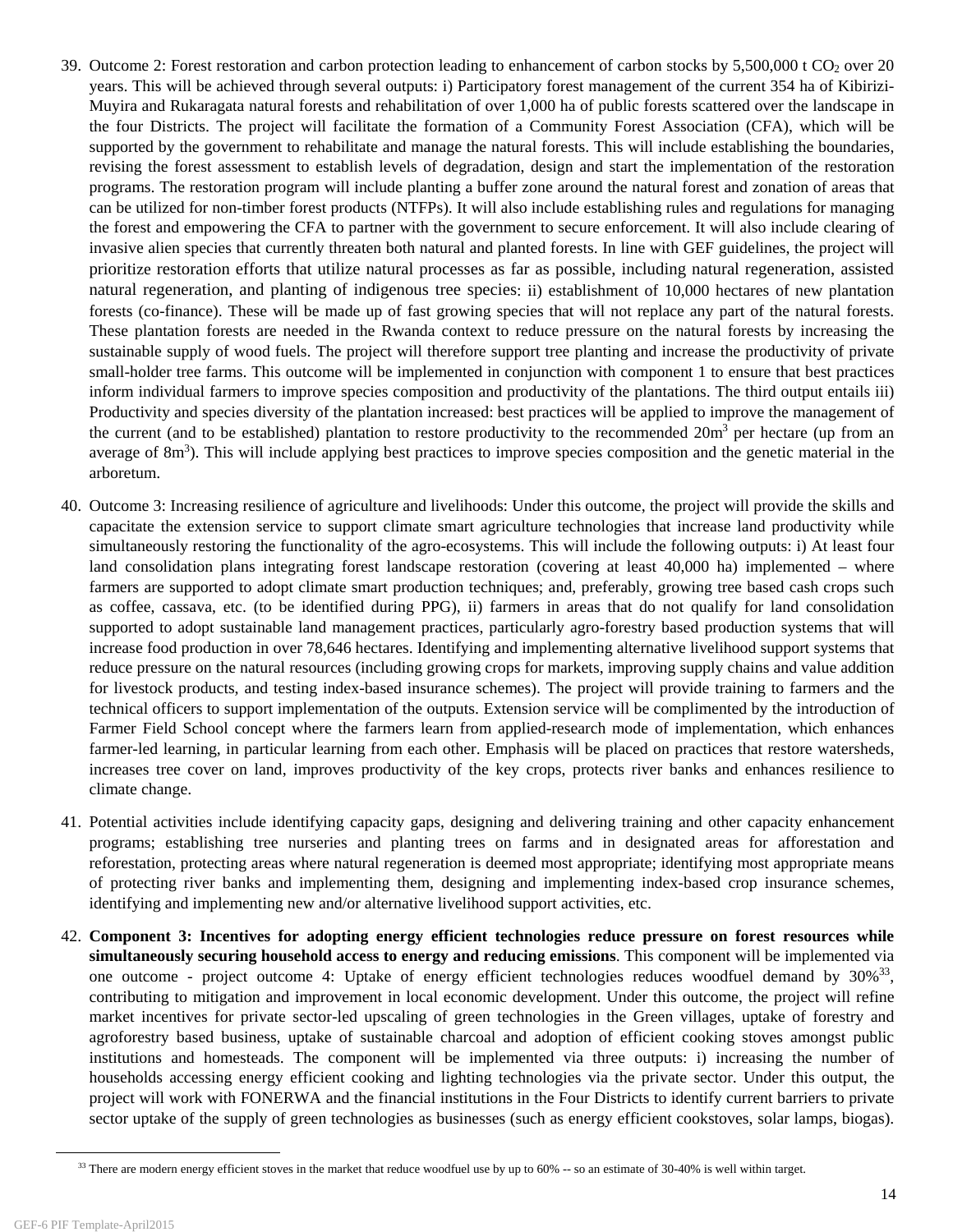39. Outcome 2: Forest restoration and carbon protection leading to enhancement of carbon stocks by 5,500,000 t $CO_2$ over 20 years. This will be achieved through several outputs: i) Participatory forest management of the current 354 ha of Kibirizi-Muyira and Rukaragata natural forests and rehabilitation of over 1,000 ha of public forests scattered over the landscape in the four Districts. The project will facilitate the formation of a Community Forest Association (CFA), which will be supported by the government to rehabilitate and manage the natural forests. This will include establishing the boundaries, revising the forest assessment to establish levels of degradation, design and start the implementation of the restoration programs. The restoration program will include planting a buffer zone around the natural forest and zonation of areas that can be utilized for non-timber forest products (NTFPs). It will also include establishing rules and regulations for managing the forest and empowering the CFA to partner with the government to secure enforcement. It will also include clearing of invasive alien species that currently threaten both natural and planted forests. In line with GEF guidelines, the project will prioritize restoration efforts that utilize natural processes as far as possible, including natural regeneration, assisted natural regeneration, and planting of indigenous tree species: ii) establishment of 10,000 hectares of new plantation forests (co-finance). These will be made up of fast growing species that will not replace any part of the natural forests. These plantation forests are needed in the Rwanda context to reduce pressure on the natural forests by increasing the sustainable supply of wood fuels. The project will therefore support tree planting and increase the productivity of private small-holder tree farms. This outcome will be implemented in conjunction with component 1 to ensure that best practices inform individual farmers to improve species composition and productivity of the plantations. The third output entails iii) Productivity and species diversity of the plantation increased: best practices will be applied to improve the management of the current (and to be established) plantation to restore productivity to the recommended $20m^3$ per hectare (up from an average of $8m^3$). This will include applying best practices to improve species composition and the genetic material in the arboretum.

40. Outcome 3: Increasing resilience of agriculture and livelihoods: Under this outcome, the project will provide the skills and capacitate the extension service to support climate smart agriculture technologies that increase land productivity while simultaneously restoring the functionality of the agro-ecosystems. This will include the following outputs: i) At least four land consolidation plans integrating forest landscape restoration (covering at least 40,000 ha) implemented – where farmers are supported to adopt climate smart production techniques; and, preferably, growing tree based cash crops such as coffee, cassava, etc. (to be identified during PPG), ii) farmers in areas that do not qualify for land consolidation supported to adopt sustainable land management practices, particularly agro-forestry based production systems that will increase food production in over 78,646 hectares. Identifying and implementing alternative livelihood support systems that reduce pressure on the natural resources (including growing crops for markets, improving supply chains and value addition for livestock products, and testing index-based insurance schemes). The project will provide training to farmers and the technical officers to support implementation of the outputs. Extension service will be complimented by the introduction of Farmer Field School concept where the farmers learn from applied-research mode of implementation, which enhances farmer-led learning, in particular learning from each other. Emphasis will be placed on practices that restore watersheds, increases tree cover on land, improves productivity of the key crops, protects river banks and enhances resilience to climate change.

41. Potential activities include identifying capacity gaps, designing and delivering training and other capacity enhancement programs; establishing tree nurseries and planting trees on farms and in designated areas for afforestation and reforestation, protecting areas where natural regeneration is deemed most appropriate; identifying most appropriate means of protecting river banks and implementing them, designing and implementing index-based crop insurance schemes, identifying and implementing new and/or alternative livelihood support activities, etc.

42. **Component 3: Incentives for adopting energy efficient technologies reduce pressure on forest resources while simultaneously securing household access to energy and reducing emissions**. This component will be implemented via one outcome - project outcome 4: Uptake of energy efficient technologies reduces woodfuel demand by 30%[33], contributing to mitigation and improvement in local economic development. Under this outcome, the project will refine market incentives for private sector-led upscaling of green technologies in the Green villages, uptake of forestry and agroforestry based business, uptake of sustainable charcoal and adoption of efficient cooking stoves amongst public institutions and homesteads. The component will be implemented via three outputs: i) increasing the number of households accessing energy efficient cooking and lighting technologies via the private sector. Under this output, the project will work with FONERWA and the financial institutions in the Four Districts to identify current barriers to private sector uptake of the supply of green technologies as businesses (such as energy efficient cookstoves, solar lamps, biogas).

[33] There are modern energy efficient stoves in the market that reduce woodfuel use by up to 60% -- so an estimate of 30-40% is well within target.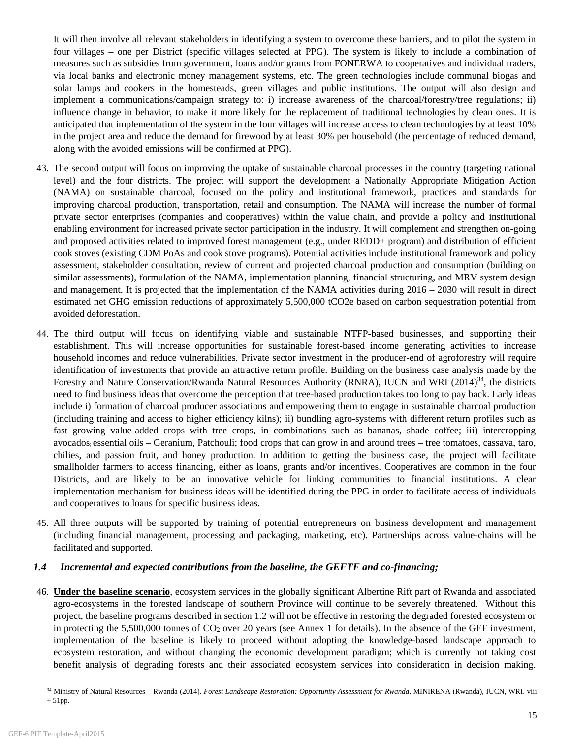It will then involve all relevant stakeholders in identifying a system to overcome these barriers, and to pilot the system in four villages – one per District (specific villages selected at PPG). The system is likely to include a combination of measures such as subsidies from government, loans and/or grants from FONERWA to cooperatives and individual traders, via local banks and electronic money management systems, etc. The green technologies include communal biogas and solar lamps and cookers in the homesteads, green villages and public institutions. The output will also design and implement a communications/campaign strategy to: i) increase awareness of the charcoal/forestry/tree regulations; ii) influence change in behavior, to make it more likely for the replacement of traditional technologies by clean ones. It is anticipated that implementation of the system in the four villages will increase access to clean technologies by at least 10% in the project area and reduce the demand for firewood by at least 30% per household (the percentage of reduced demand, along with the avoided emissions will be confirmed at PPG).

43. The second output will focus on improving the uptake of sustainable charcoal processes in the country (targeting national level) and the four districts. The project will support the development a Nationally Appropriate Mitigation Action (NAMA) on sustainable charcoal, focused on the policy and institutional framework, practices and standards for improving charcoal production, transportation, retail and consumption. The NAMA will increase the number of formal private sector enterprises (companies and cooperatives) within the value chain, and provide a policy and institutional enabling environment for increased private sector participation in the industry. It will complement and strengthen on-going and proposed activities related to improved forest management (e.g., under REDD+ program) and distribution of efficient cook stoves (existing CDM PoAs and cook stove programs). Potential activities include institutional framework and policy assessment, stakeholder consultation, review of current and projected charcoal production and consumption (building on similar assessments), formulation of the NAMA, implementation planning, financial structuring, and MRV system design and management. It is projected that the implementation of the NAMA activities during 2016 – 2030 will result in direct estimated net GHG emission reductions of approximately 5,500,000 tCO2e based on carbon sequestration potential from avoided deforestation.

44. The third output will focus on identifying viable and sustainable NTFP-based businesses, and supporting their establishment. This will increase opportunities for sustainable forest-based income generating activities to increase household incomes and reduce vulnerabilities. Private sector investment in the producer-end of agroforestry will require identification of investments that provide an attractive return profile. Building on the business case analysis made by the Forestry and Nature Conservation/Rwanda Natural Resources Authority (RNRA), IUCN and WRI (2014)[34], the districts need to find business ideas that overcome the perception that tree-based production takes too long to pay back. Early ideas include i) formation of charcoal producer associations and empowering them to engage in sustainable charcoal production (including training and access to higher efficiency kilns); ii) bundling agro-systems with different return profiles such as fast growing value-added crops with tree crops, in combinations such as bananas, shade coffee; iii) intercropping avocados; essential oils – Geranium, Patchouli; food crops that can grow in and around trees – tree tomatoes, cassava, taro, chilies, and passion fruit, and honey production. In addition to getting the business case, the project will facilitate smallholder farmers to access financing, either as loans, grants and/or incentives. Cooperatives are common in the four Districts, and are likely to be an innovative vehicle for linking communities to financial institutions. A clear implementation mechanism for business ideas will be identified during the PPG in order to facilitate access of individuals and cooperatives to loans for specific business ideas.

45. All three outputs will be supported by training of potential entrepreneurs on business development and management (including financial management, processing and packaging, marketing, etc). Partnerships across value-chains will be facilitated and supported.

### *1.4 Incremental and expected contributions from the baseline, the GEFTF and co-financing;*

46. **Under the baseline scenario**, ecosystem services in the globally significant Albertine Rift part of Rwanda and associated agro-ecosystems in the forested landscape of southern Province will continue to be severely threatened. Without this project, the baseline programs described in section 1.2 will not be effective in restoring the degraded forested ecosystem or in protecting the 5,500,000 tonnes of $CO_2$ over 20 years (see Annex 1 for details). In the absence of the GEF investment, implementation of the baseline is likely to proceed without adopting the knowledge-based landscape approach to ecosystem restoration, and without changing the economic development paradigm; which is currently not taking cost benefit analysis of degrading forests and their associated ecosystem services into consideration in decision making.

[34] Ministry of Natural Resources – Rwanda (2014). *Forest Landscape Restoration: Opportunity Assessment for Rwanda*. MINIRENA (Rwanda), IUCN, WRI. viii + 51pp.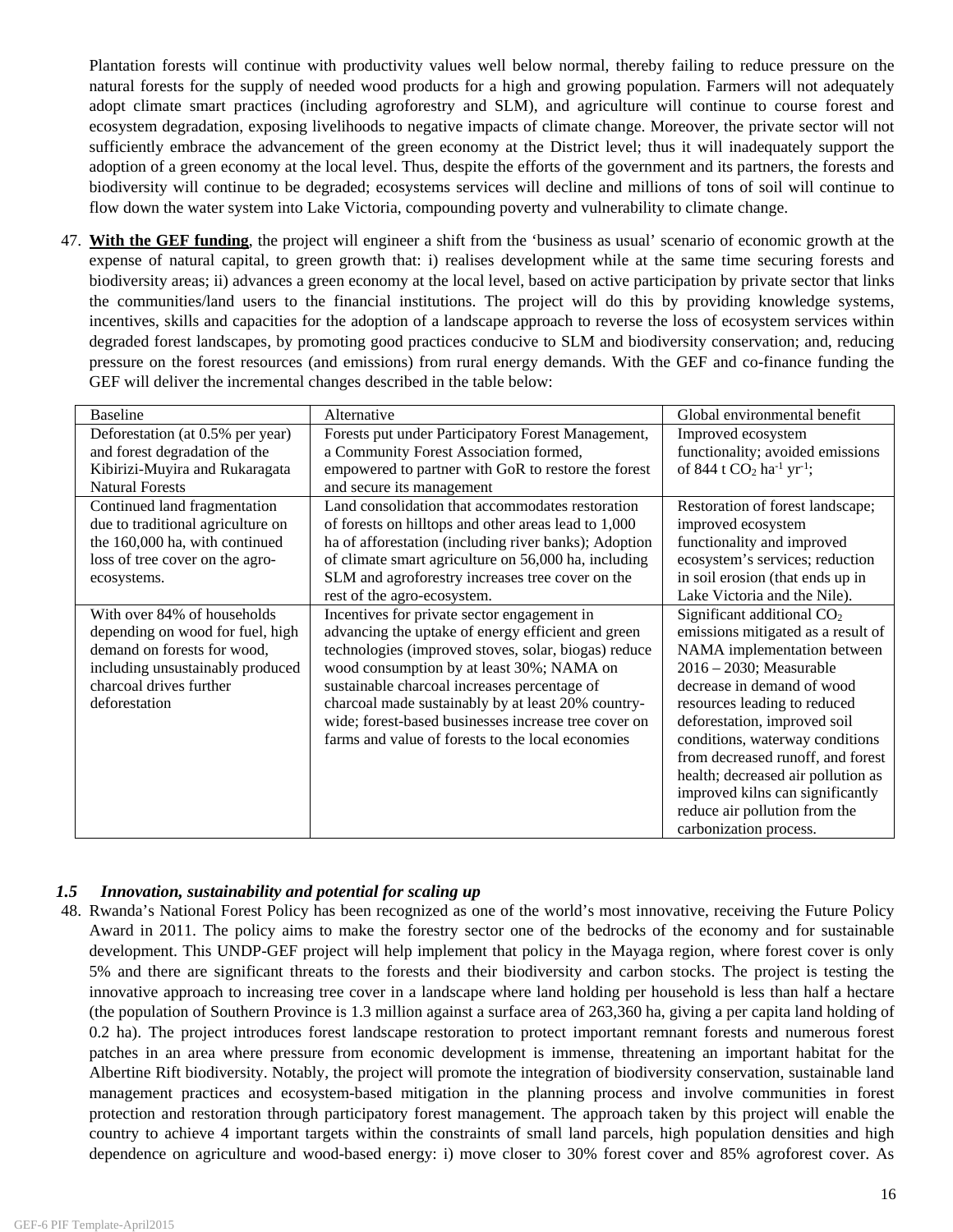Plantation forests will continue with productivity values well below normal, thereby failing to reduce pressure on the natural forests for the supply of needed wood products for a high and growing population. Farmers will not adequately adopt climate smart practices (including agroforestry and SLM), and agriculture will continue to course forest and ecosystem degradation, exposing livelihoods to negative impacts of climate change. Moreover, the private sector will not sufficiently embrace the advancement of the green economy at the District level; thus it will inadequately support the adoption of a green economy at the local level. Thus, despite the efforts of the government and its partners, the forests and biodiversity will continue to be degraded; ecosystems services will decline and millions of tons of soil will continue to flow down the water system into Lake Victoria, compounding poverty and vulnerability to climate change.

47. **With the GEF funding**, the project will engineer a shift from the 'business as usual' scenario of economic growth at the expense of natural capital, to green growth that: i) realises development while at the same time securing forests and biodiversity areas; ii) advances a green economy at the local level, based on active participation by private sector that links the communities/land users to the financial institutions. The project will do this by providing knowledge systems, incentives, skills and capacities for the adoption of a landscape approach to reverse the loss of ecosystem services within degraded forest landscapes, by promoting good practices conducive to SLM and biodiversity conservation; and, reducing pressure on the forest resources (and emissions) from rural energy demands. With the GEF and co-finance funding the GEF will deliver the incremental changes described in the table below:

| Baseline | Alternative | Global environmental benefit |
|---|---|---|
| Deforestation (at 0.5% per year) and forest degradation of the Kibirizi-Muyira and Rukaragata Natural Forests | Forests put under Participatory Forest Management, a Community Forest Association formed, empowered to partner with GoR to restore the forest and secure its management | Improved ecosystem functionality; avoided emissions of 844 t $CO_2$ $ha^{-1}$ $yr^{-1}$; |
| Continued land fragmentation due to traditional agriculture on the 160,000 ha, with continued loss of tree cover on the agro-ecosystems. | Land consolidation that accommodates restoration of forests on hilltops and other areas lead to 1,000 ha of afforestation (including river banks); Adoption of climate smart agriculture on 56,000 ha, including SLM and agroforestry increases tree cover on the rest of the agro-ecosystem. | Restoration of forest landscape; improved ecosystem functionality and improved ecosystem's services; reduction in soil erosion (that ends up in Lake Victoria and the Nile). |
| With over 84% of households depending on wood for fuel, high demand on forests for wood, including unsustainably produced charcoal drives further deforestation | Incentives for private sector engagement in advancing the uptake of energy efficient and green technologies (improved stoves, solar, biogas) reduce wood consumption by at least 30%; NAMA on sustainable charcoal increases percentage of charcoal made sustainably by at least 20% country-wide; forest-based businesses increase tree cover on farms and value of forests to the local economies | Significant additional $CO_2$ emissions mitigated as a result of NAMA implementation between 2016 – 2030; Measurable decrease in demand of wood resources leading to reduced deforestation, improved soil conditions, waterway conditions from decreased runoff, and forest health; decreased air pollution as improved kilns can significantly reduce air pollution from the carbonization process. |

### *1.5 Innovation, sustainability and potential for scaling up*

48. Rwanda's National Forest Policy has been recognized as one of the world's most innovative, receiving the Future Policy Award in 2011. The policy aims to make the forestry sector one of the bedrocks of the economy and for sustainable development. This UNDP-GEF project will help implement that policy in the Mayaga region, where forest cover is only 5% and there are significant threats to the forests and their biodiversity and carbon stocks. The project is testing the innovative approach to increasing tree cover in a landscape where land holding per household is less than half a hectare (the population of Southern Province is 1.3 million against a surface area of 263,360 ha, giving a per capita land holding of 0.2 ha). The project introduces forest landscape restoration to protect important remnant forests and numerous forest patches in an area where pressure from economic development is immense, threatening an important habitat for the Albertine Rift biodiversity. Notably, the project will promote the integration of biodiversity conservation, sustainable land management practices and ecosystem-based mitigation in the planning process and involve communities in forest protection and restoration through participatory forest management. The approach taken by this project will enable the country to achieve 4 important targets within the constraints of small land parcels, high population densities and high dependence on agriculture and wood-based energy: i) move closer to 30% forest cover and 85% agroforest cover. As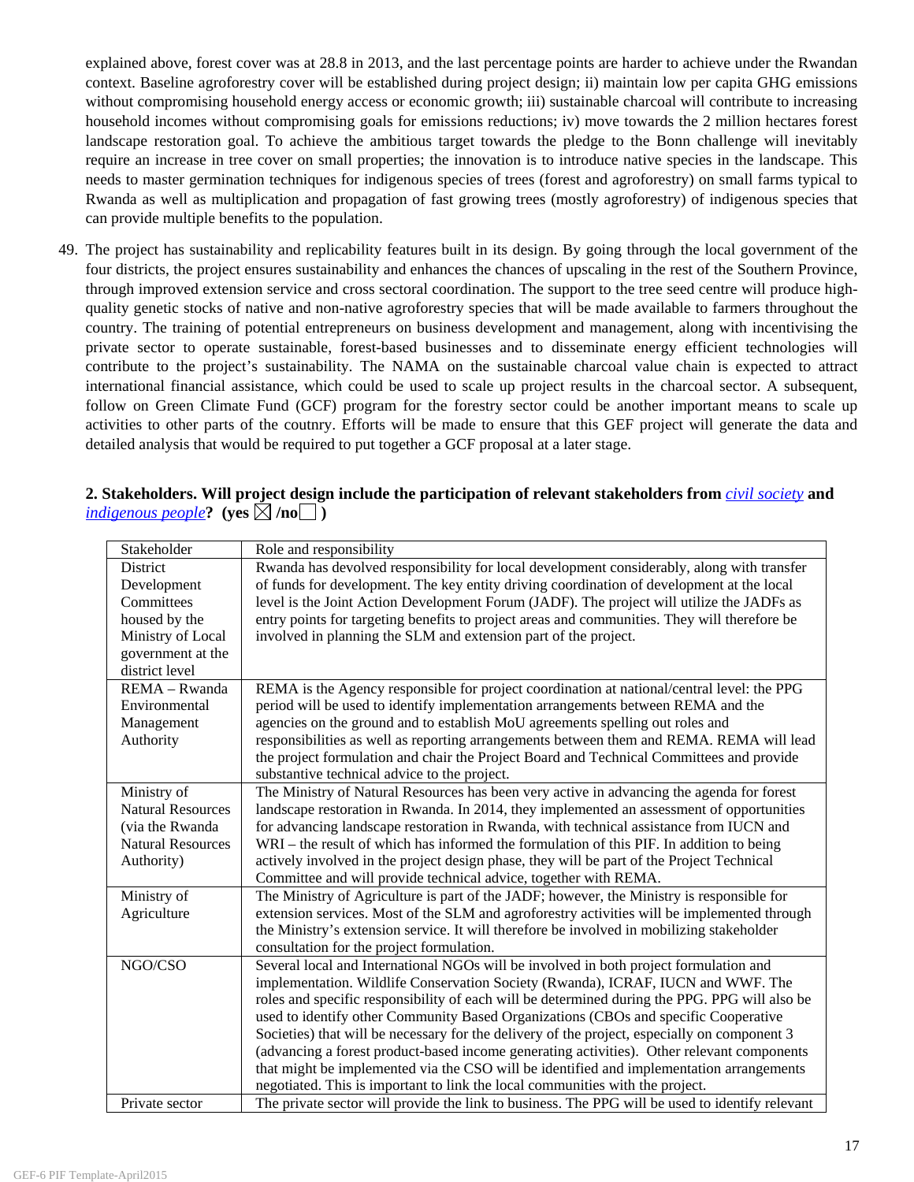explained above, forest cover was at 28.8 in 2013, and the last percentage points are harder to achieve under the Rwandan context. Baseline agroforestry cover will be established during project design; ii) maintain low per capita GHG emissions without compromising household energy access or economic growth; iii) sustainable charcoal will contribute to increasing household incomes without compromising goals for emissions reductions; iv) move towards the 2 million hectares forest landscape restoration goal. To achieve the ambitious target towards the pledge to the Bonn challenge will inevitably require an increase in tree cover on small properties; the innovation is to introduce native species in the landscape. This needs to master germination techniques for indigenous species of trees (forest and agroforestry) on small farms typical to Rwanda as well as multiplication and propagation of fast growing trees (mostly agroforestry) of indigenous species that can provide multiple benefits to the population.

49. The project has sustainability and replicability features built in its design. By going through the local government of the four districts, the project ensures sustainability and enhances the chances of upscaling in the rest of the Southern Province, through improved extension service and cross sectoral coordination. The support to the tree seed centre will produce high-quality genetic stocks of native and non-native agroforestry species that will be made available to farmers throughout the country. The training of potential entrepreneurs on business development and management, along with incentivising the private sector to operate sustainable, forest-based businesses and to disseminate energy efficient technologies will contribute to the project's sustainability. The NAMA on the sustainable charcoal value chain is expected to attract international financial assistance, which could be used to scale up project results in the charcoal sector. A subsequent, follow on Green Climate Fund (GCF) program for the forestry sector could be another important means to scale up activities to other parts of the coutnry. Efforts will be made to ensure that this GEF project will generate the data and detailed analysis that would be required to put together a GCF proposal at a later stage.

**2. Stakeholders. Will project design include the participation of relevant stakeholders from *civil society* and *indigenous people*? (yes ☒ /no☐ )**

| Stakeholder | Role and responsibility |
|---|---|
| District Development Committees housed by the Ministry of Local government at the district level | Rwanda has devolved responsibility for local development considerably, along with transfer of funds for development. The key entity driving coordination of development at the local level is the Joint Action Development Forum (JADF). The project will utilize the JADFs as entry points for targeting benefits to project areas and communities. They will therefore be involved in planning the SLM and extension part of the project. |
| REMA – Rwanda Environmental Management Authority | REMA is the Agency responsible for project coordination at national/central level: the PPG period will be used to identify implementation arrangements between REMA and the agencies on the ground and to establish MoU agreements spelling out roles and responsibilities as well as reporting arrangements between them and REMA. REMA will lead the project formulation and chair the Project Board and Technical Committees and provide substantive technical advice to the project. |
| Ministry of Natural Resources (via the Rwanda Natural Resources Authority) | The Ministry of Natural Resources has been very active in advancing the agenda for forest landscape restoration in Rwanda. In 2014, they implemented an assessment of opportunities for advancing landscape restoration in Rwanda, with technical assistance from IUCN and WRI – the result of which has informed the formulation of this PIF. In addition to being actively involved in the project design phase, they will be part of the Project Technical Committee and will provide technical advice, together with REMA. |
| Ministry of Agriculture | The Ministry of Agriculture is part of the JADF; however, the Ministry is responsible for extension services. Most of the SLM and agroforestry activities will be implemented through the Ministry's extension service. It will therefore be involved in mobilizing stakeholder consultation for the project formulation. |
| NGO/CSO | Several local and International NGOs will be involved in both project formulation and implementation. Wildlife Conservation Society (Rwanda), ICRAF, IUCN and WWF. The roles and specific responsibility of each will be determined during the PPG. PPG will also be used to identify other Community Based Organizations (CBOs and specific Cooperative Societies) that will be necessary for the delivery of the project, especially on component 3 (advancing a forest product-based income generating activities). Other relevant components that might be implemented via the CSO will be identified and implementation arrangements negotiated. This is important to link the local communities with the project. |
| Private sector | The private sector will provide the link to business. The PPG will be used to identify relevant |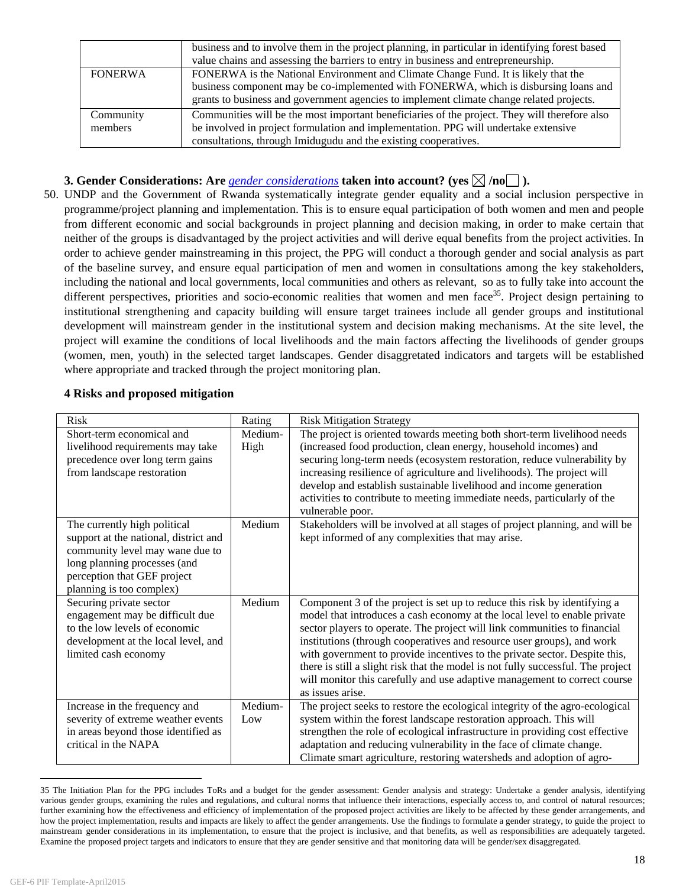| | |
|---|---|
| | business and to involve them in the project planning, in particular in identifying forest based value chains and assessing the barriers to entry in business and entrepreneurship. |
| FONERWA | FONERWA is the National Environment and Climate Change Fund. It is likely that the business component may be co-implemented with FONERWA, which is disbursing loans and grants to business and government agencies to implement climate change related projects. |
| Community members | Communities will be the most important beneficiaries of the project. They will therefore also be involved in project formulation and implementation. PPG will undertake extensive consultations, through Imidugudu and the existing cooperatives. |

### 3. Gender Considerations: Are *gender considerations* taken into account? (yes ☒ /no☐ ).

50. UNDP and the Government of Rwanda systematically integrate gender equality and a social inclusion perspective in programme/project planning and implementation. This is to ensure equal participation of both women and men and people from different economic and social backgrounds in project planning and decision making, in order to make certain that neither of the groups is disadvantaged by the project activities and will derive equal benefits from the project activities. In order to achieve gender mainstreaming in this project, the PPG will conduct a thorough gender and social analysis as part of the baseline survey, and ensure equal participation of men and women in consultations among the key stakeholders, including the national and local governments, local communities and others as relevant, so as to fully take into account the different perspectives, priorities and socio-economic realities that women and men face[35]. Project design pertaining to institutional strengthening and capacity building will ensure target trainees include all gender groups and institutional development will mainstream gender in the institutional system and decision making mechanisms. At the site level, the project will examine the conditions of local livelihoods and the main factors affecting the livelihoods of gender groups (women, men, youth) in the selected target landscapes. Gender disaggretated indicators and targets will be established where appropriate and tracked through the project monitoring plan.

### 4 Risks and proposed mitigation

| Risk | Rating | Risk Mitigation Strategy |
|---|---|---|
| Short-term economical and livelihood requirements may take precedence over long term gains from landscape restoration | Medium-High | The project is oriented towards meeting both short-term livelihood needs (increased food production, clean energy, household incomes) and securing long-term needs (ecosystem restoration, reduce vulnerability by increasing resilience of agriculture and livelihoods). The project will develop and establish sustainable livelihood and income generation activities to contribute to meeting immediate needs, particularly of the vulnerable poor. |
| The currently high political support at the national, district and community level may wane due to long planning processes (and perception that GEF project planning is too complex) | Medium | Stakeholders will be involved at all stages of project planning, and will be kept informed of any complexities that may arise. |
| Securing private sector engagement may be difficult due to the low levels of economic development at the local level, and limited cash economy | Medium | Component 3 of the project is set up to reduce this risk by identifying a model that introduces a cash economy at the local level to enable private sector players to operate. The project will link communities to financial institutions (through cooperatives and resource user groups), and work with government to provide incentives to the private sector. Despite this, there is still a slight risk that the model is not fully successful. The project will monitor this carefully and use adaptive management to correct course as issues arise. |
| Increase in the frequency and severity of extreme weather events in areas beyond those identified as critical in the NAPA | Medium-Low | The project seeks to restore the ecological integrity of the agro-ecological system within the forest landscape restoration approach. This will strengthen the role of ecological infrastructure in providing cost effective adaptation and reducing vulnerability in the face of climate change. Climate smart agriculture, restoring watersheds and adoption of agro- |

35 The Initiation Plan for the PPG includes ToRs and a budget for the gender assessment: Gender analysis and strategy: Undertake a gender analysis, identifying various gender groups, examining the rules and regulations, and cultural norms that influence their interactions, especially access to, and control of natural resources; further examining how the effectiveness and efficiency of implementation of the proposed project activities are likely to be affected by these gender arrangements, and how the project implementation, results and impacts are likely to affect the gender arrangements. Use the findings to formulate a gender strategy, to guide the project to mainstream gender considerations in its implementation, to ensure that the project is inclusive, and that benefits, as well as responsibilities are adequately targeted. Examine the proposed project targets and indicators to ensure that they are gender sensitive and that monitoring data will be gender/sex disaggregated.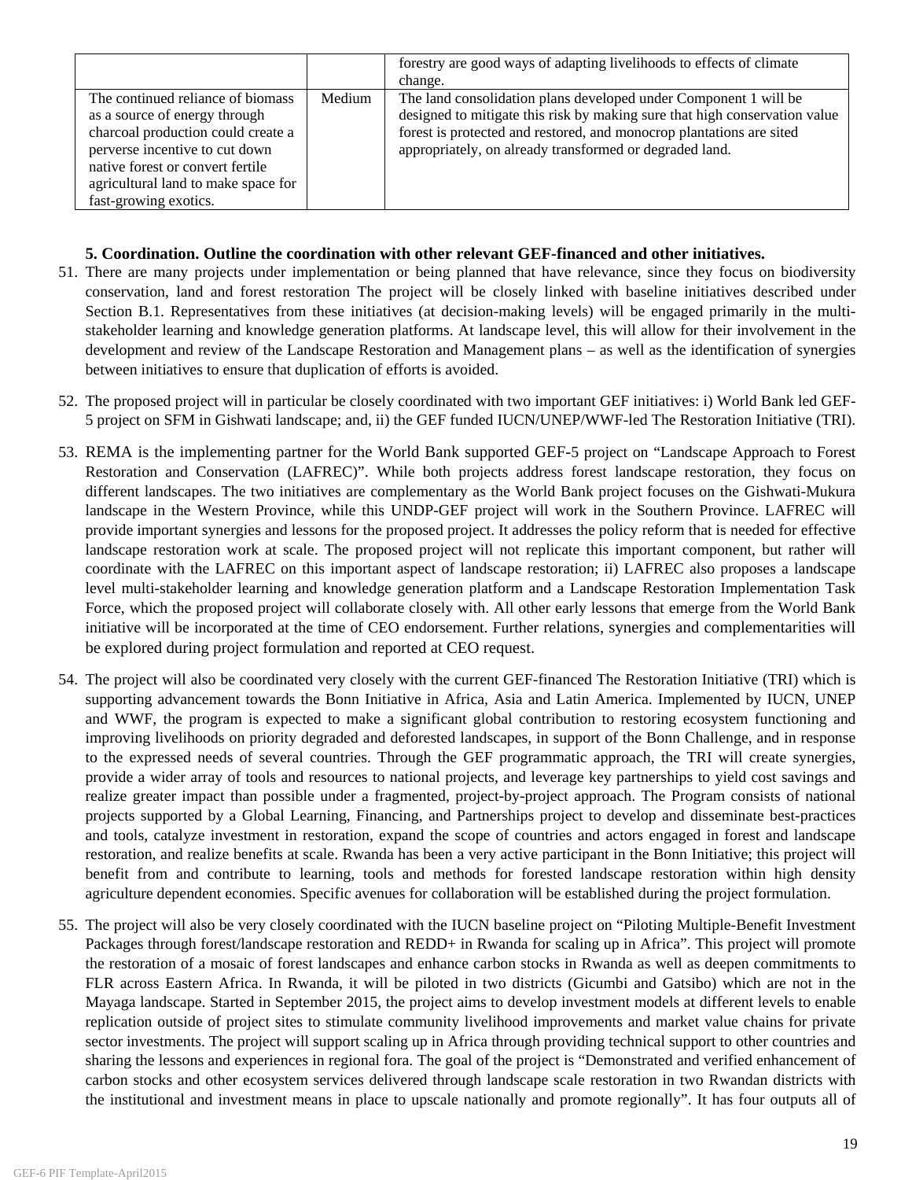| | | |
|---|---|---|
| | | forestry are good ways of adapting livelihoods to effects of climate change. |
| The continued reliance of biomass as a source of energy through charcoal production could create a perverse incentive to cut down native forest or convert fertile agricultural land to make space for fast-growing exotics. | Medium | The land consolidation plans developed under Component 1 will be designed to mitigate this risk by making sure that high conservation value forest is protected and restored, and monocrop plantations are sited appropriately, on already transformed or degraded land. |

**5. Coordination. Outline the coordination with other relevant GEF-financed and other initiatives.**

51. There are many projects under implementation or being planned that have relevance, since they focus on biodiversity conservation, land and forest restoration The project will be closely linked with baseline initiatives described under Section B.1. Representatives from these initiatives (at decision-making levels) will be engaged primarily in the multi-stakeholder learning and knowledge generation platforms. At landscape level, this will allow for their involvement in the development and review of the Landscape Restoration and Management plans – as well as the identification of synergies between initiatives to ensure that duplication of efforts is avoided.

52. The proposed project will in particular be closely coordinated with two important GEF initiatives: i) World Bank led GEF-5 project on SFM in Gishwati landscape; and, ii) the GEF funded IUCN/UNEP/WWF-led The Restoration Initiative (TRI).

53. REMA is the implementing partner for the World Bank supported GEF-5 project on "Landscape Approach to Forest Restoration and Conservation (LAFREC)". While both projects address forest landscape restoration, they focus on different landscapes. The two initiatives are complementary as the World Bank project focuses on the Gishwati-Mukura landscape in the Western Province, while this UNDP-GEF project will work in the Southern Province. LAFREC will provide important synergies and lessons for the proposed project. It addresses the policy reform that is needed for effective landscape restoration work at scale. The proposed project will not replicate this important component, but rather will coordinate with the LAFREC on this important aspect of landscape restoration; ii) LAFREC also proposes a landscape level multi-stakeholder learning and knowledge generation platform and a Landscape Restoration Implementation Task Force, which the proposed project will collaborate closely with. All other early lessons that emerge from the World Bank initiative will be incorporated at the time of CEO endorsement. Further relations, synergies and complementarities will be explored during project formulation and reported at CEO request.

54. The project will also be coordinated very closely with the current GEF-financed The Restoration Initiative (TRI) which is supporting advancement towards the Bonn Initiative in Africa, Asia and Latin America. Implemented by IUCN, UNEP and WWF, the program is expected to make a significant global contribution to restoring ecosystem functioning and improving livelihoods on priority degraded and deforested landscapes, in support of the Bonn Challenge, and in response to the expressed needs of several countries. Through the GEF programmatic approach, the TRI will create synergies, provide a wider array of tools and resources to national projects, and leverage key partnerships to yield cost savings and realize greater impact than possible under a fragmented, project-by-project approach. The Program consists of national projects supported by a Global Learning, Financing, and Partnerships project to develop and disseminate best-practices and tools, catalyze investment in restoration, expand the scope of countries and actors engaged in forest and landscape restoration, and realize benefits at scale. Rwanda has been a very active participant in the Bonn Initiative; this project will benefit from and contribute to learning, tools and methods for forested landscape restoration within high density agriculture dependent economies. Specific avenues for collaboration will be established during the project formulation.

55. The project will also be very closely coordinated with the IUCN baseline project on "Piloting Multiple-Benefit Investment Packages through forest/landscape restoration and REDD+ in Rwanda for scaling up in Africa". This project will promote the restoration of a mosaic of forest landscapes and enhance carbon stocks in Rwanda as well as deepen commitments to FLR across Eastern Africa. In Rwanda, it will be piloted in two districts (Gicumbi and Gatsibo) which are not in the Mayaga landscape. Started in September 2015, the project aims to develop investment models at different levels to enable replication outside of project sites to stimulate community livelihood improvements and market value chains for private sector investments. The project will support scaling up in Africa through providing technical support to other countries and sharing the lessons and experiences in regional fora. The goal of the project is "Demonstrated and verified enhancement of carbon stocks and other ecosystem services delivered through landscape scale restoration in two Rwandan districts with the institutional and investment means in place to upscale nationally and promote regionally". It has four outputs all of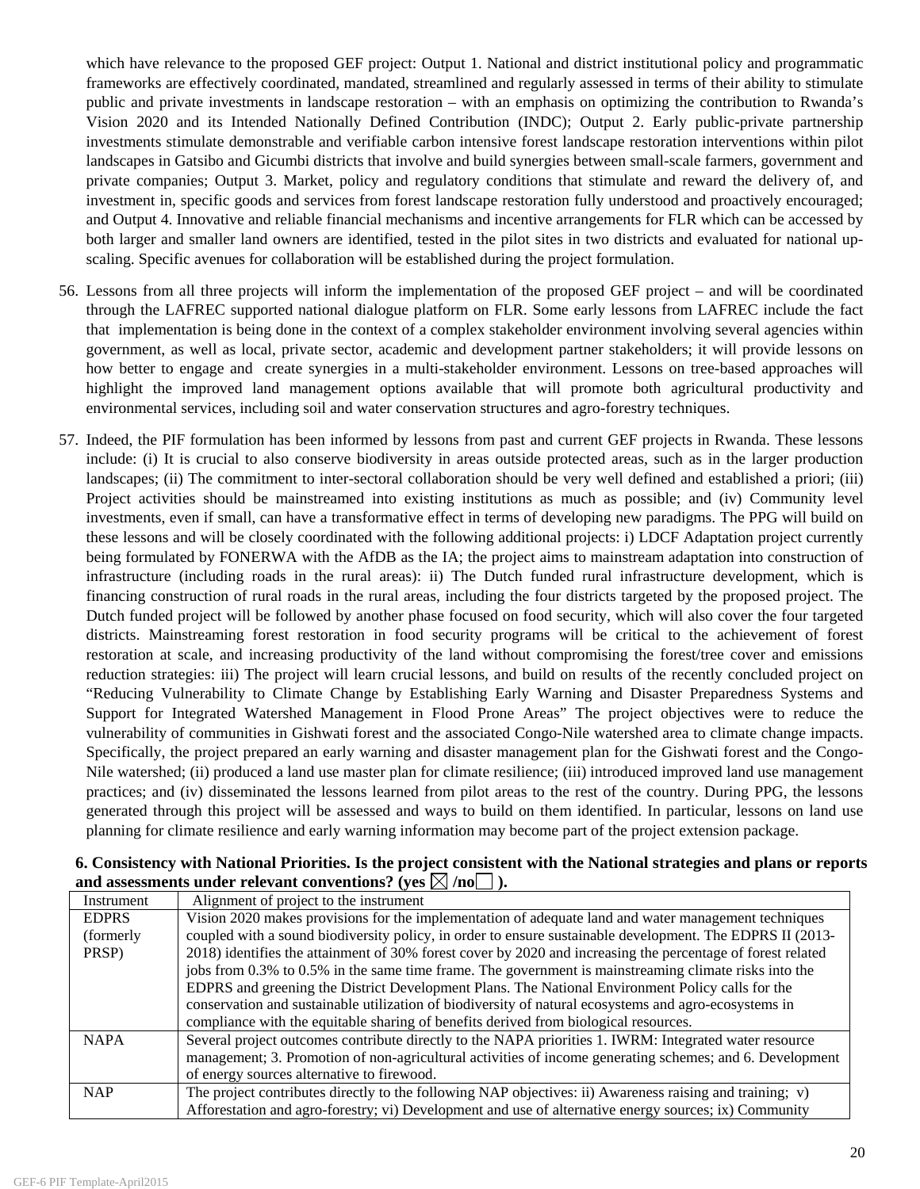which have relevance to the proposed GEF project: Output 1. National and district institutional policy and programmatic frameworks are effectively coordinated, mandated, streamlined and regularly assessed in terms of their ability to stimulate public and private investments in landscape restoration – with an emphasis on optimizing the contribution to Rwanda's Vision 2020 and its Intended Nationally Defined Contribution (INDC); Output 2. Early public-private partnership investments stimulate demonstrable and verifiable carbon intensive forest landscape restoration interventions within pilot landscapes in Gatsibo and Gicumbi districts that involve and build synergies between small-scale farmers, government and private companies; Output 3. Market, policy and regulatory conditions that stimulate and reward the delivery of, and investment in, specific goods and services from forest landscape restoration fully understood and proactively encouraged; and Output 4. Innovative and reliable financial mechanisms and incentive arrangements for FLR which can be accessed by both larger and smaller land owners are identified, tested in the pilot sites in two districts and evaluated for national up-scaling. Specific avenues for collaboration will be established during the project formulation.

56. Lessons from all three projects will inform the implementation of the proposed GEF project – and will be coordinated through the LAFREC supported national dialogue platform on FLR. Some early lessons from LAFREC include the fact that implementation is being done in the context of a complex stakeholder environment involving several agencies within government, as well as local, private sector, academic and development partner stakeholders; it will provide lessons on how better to engage and create synergies in a multi-stakeholder environment. Lessons on tree-based approaches will highlight the improved land management options available that will promote both agricultural productivity and environmental services, including soil and water conservation structures and agro-forestry techniques.

57. Indeed, the PIF formulation has been informed by lessons from past and current GEF projects in Rwanda. These lessons include: (i) It is crucial to also conserve biodiversity in areas outside protected areas, such as in the larger production landscapes; (ii) The commitment to inter-sectoral collaboration should be very well defined and established a priori; (iii) Project activities should be mainstreamed into existing institutions as much as possible; and (iv) Community level investments, even if small, can have a transformative effect in terms of developing new paradigms. The PPG will build on these lessons and will be closely coordinated with the following additional projects: i) LDCF Adaptation project currently being formulated by FONERWA with the AfDB as the IA; the project aims to mainstream adaptation into construction of infrastructure (including roads in the rural areas): ii) The Dutch funded rural infrastructure development, which is financing construction of rural roads in the rural areas, including the four districts targeted by the proposed project. The Dutch funded project will be followed by another phase focused on food security, which will also cover the four targeted districts. Mainstreaming forest restoration in food security programs will be critical to the achievement of forest restoration at scale, and increasing productivity of the land without compromising the forest/tree cover and emissions reduction strategies: iii) The project will learn crucial lessons, and build on results of the recently concluded project on "Reducing Vulnerability to Climate Change by Establishing Early Warning and Disaster Preparedness Systems and Support for Integrated Watershed Management in Flood Prone Areas" The project objectives were to reduce the vulnerability of communities in Gishwati forest and the associated Congo-Nile watershed area to climate change impacts. Specifically, the project prepared an early warning and disaster management plan for the Gishwati forest and the Congo-Nile watershed; (ii) produced a land use master plan for climate resilience; (iii) introduced improved land use management practices; and (iv) disseminated the lessons learned from pilot areas to the rest of the country. During PPG, the lessons generated through this project will be assessed and ways to build on them identified. In particular, lessons on land use planning for climate resilience and early warning information may become part of the project extension package.

**6. Consistency with National Priorities. Is the project consistent with the National strategies and plans or reports and assessments under relevant conventions? (yes ☒ /no☐ ).**

| Instrument | Alignment of project to the instrument |
|---|---|
| EDPRS (formerly PRSP) | Vision 2020 makes provisions for the implementation of adequate land and water management techniques coupled with a sound biodiversity policy, in order to ensure sustainable development. The EDPRS II (2013-2018) identifies the attainment of 30% forest cover by 2020 and increasing the percentage of forest related jobs from 0.3% to 0.5% in the same time frame. The government is mainstreaming climate risks into the EDPRS and greening the District Development Plans. The National Environment Policy calls for the conservation and sustainable utilization of biodiversity of natural ecosystems and agro-ecosystems in compliance with the equitable sharing of benefits derived from biological resources. |
| NAPA | Several project outcomes contribute directly to the NAPA priorities 1. IWRM: Integrated water resource management; 3. Promotion of non-agricultural activities of income generating schemes; and 6. Development of energy sources alternative to firewood. |
| NAP | The project contributes directly to the following NAP objectives: ii) Awareness raising and training; v) Afforestation and agro-forestry; vi) Development and use of alternative energy sources; ix) Community |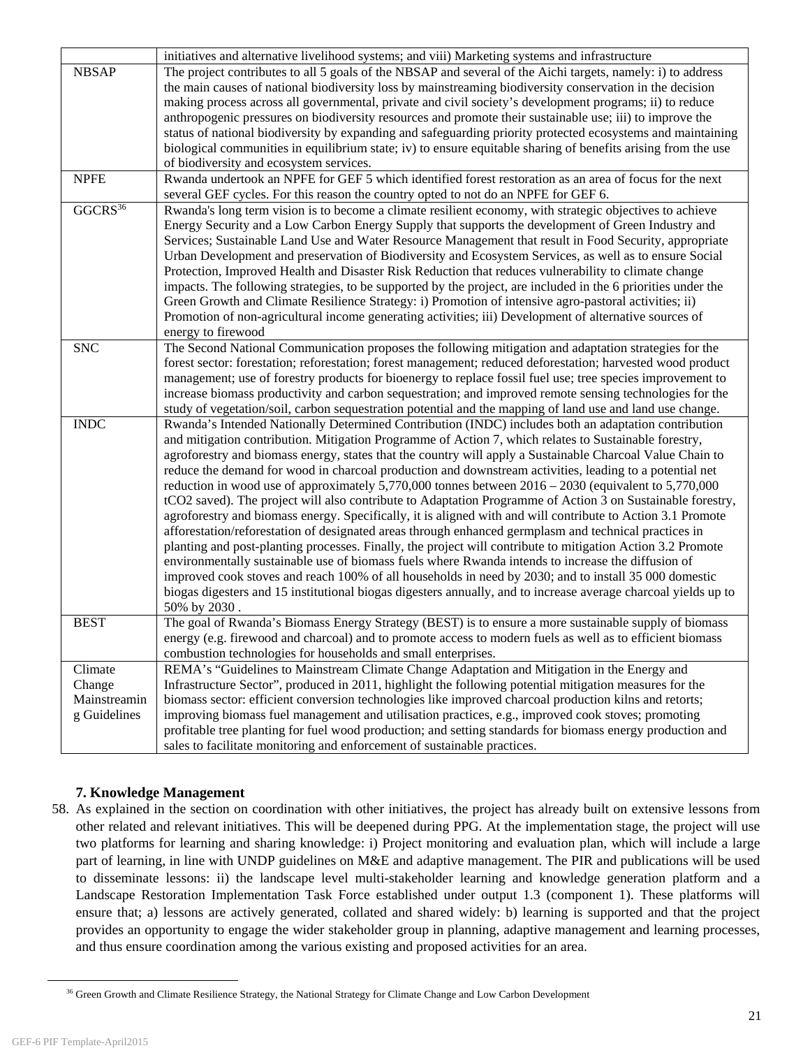|  |  |
|---|---|
|  | initiatives and alternative livelihood systems; and viii) Marketing systems and infrastructure |
| NBSAP | The project contributes to all 5 goals of the NBSAP and several of the Aichi targets, namely: i) to address the main causes of national biodiversity loss by mainstreaming biodiversity conservation in the decision making process across all governmental, private and civil society's development programs; ii) to reduce anthropogenic pressures on biodiversity resources and promote their sustainable use; iii) to improve the status of national biodiversity by expanding and safeguarding priority protected ecosystems and maintaining biological communities in equilibrium state; iv) to ensure equitable sharing of benefits arising from the use of biodiversity and ecosystem services. |
| NPFE | Rwanda undertook an NPFE for GEF 5 which identified forest restoration as an area of focus for the next several GEF cycles. For this reason the country opted to not do an NPFE for GEF 6. |
| GGCRS[36] | Rwanda's long term vision is to become a climate resilient economy, with strategic objectives to achieve Energy Security and a Low Carbon Energy Supply that supports the development of Green Industry and Services; Sustainable Land Use and Water Resource Management that result in Food Security, appropriate Urban Development and preservation of Biodiversity and Ecosystem Services, as well as to ensure Social Protection, Improved Health and Disaster Risk Reduction that reduces vulnerability to climate change impacts. The following strategies, to be supported by the project, are included in the 6 priorities under the Green Growth and Climate Resilience Strategy: i) Promotion of intensive agro-pastoral activities; ii) Promotion of non-agricultural income generating activities; iii) Development of alternative sources of energy to firewood |
| SNC | The Second National Communication proposes the following mitigation and adaptation strategies for the forest sector: forestation; reforestation; forest management; reduced deforestation; harvested wood product management; use of forestry products for bioenergy to replace fossil fuel use; tree species improvement to increase biomass productivity and carbon sequestration; and improved remote sensing technologies for the study of vegetation/soil, carbon sequestration potential and the mapping of land use and land use change. |
| INDC | Rwanda's Intended Nationally Determined Contribution (INDC) includes both an adaptation contribution and mitigation contribution. Mitigation Programme of Action 7, which relates to Sustainable forestry, agroforestry and biomass energy, states that the country will apply a Sustainable Charcoal Value Chain to reduce the demand for wood in charcoal production and downstream activities, leading to a potential net reduction in wood use of approximately 5,770,000 tonnes between 2016 – 2030 (equivalent to 5,770,000 tCO2 saved). The project will also contribute to Adaptation Programme of Action 3 on Sustainable forestry, agroforestry and biomass energy. Specifically, it is aligned with and will contribute to Action 3.1 Promote afforestation/reforestation of designated areas through enhanced germplasm and technical practices in planting and post-planting processes. Finally, the project will contribute to mitigation Action 3.2 Promote environmentally sustainable use of biomass fuels where Rwanda intends to increase the diffusion of improved cook stoves and reach 100% of all households in need by 2030; and to install 35 000 domestic biogas digesters and 15 institutional biogas digesters annually, and to increase average charcoal yields up to 50% by 2030 . |
| BEST | The goal of Rwanda's Biomass Energy Strategy (BEST) is to ensure a more sustainable supply of biomass energy (e.g. firewood and charcoal) and to promote access to modern fuels as well as to efficient biomass combustion technologies for households and small enterprises. |
| Climate Change Mainstreaming Guidelines | REMA's "Guidelines to Mainstream Climate Change Adaptation and Mitigation in the Energy and Infrastructure Sector", produced in 2011, highlight the following potential mitigation measures for the biomass sector: efficient conversion technologies like improved charcoal production kilns and retorts; improving biomass fuel management and utilisation practices, e.g., improved cook stoves; promoting profitable tree planting for fuel wood production; and setting standards for biomass energy production and sales to facilitate monitoring and enforcement of sustainable practices. |

### 7. Knowledge Management

58. As explained in the section on coordination with other initiatives, the project has already built on extensive lessons from other related and relevant initiatives. This will be deepened during PPG. At the implementation stage, the project will use two platforms for learning and sharing knowledge: i) Project monitoring and evaluation plan, which will include a large part of learning, in line with UNDP guidelines on M&E and adaptive management. The PIR and publications will be used to disseminate lessons: ii) the landscape level multi-stakeholder learning and knowledge generation platform and a Landscape Restoration Implementation Task Force established under output 1.3 (component 1). These platforms will ensure that; a) lessons are actively generated, collated and shared widely: b) learning is supported and that the project provides an opportunity to engage the wider stakeholder group in planning, adaptive management and learning processes, and thus ensure coordination among the various existing and proposed activities for an area.

[36] Green Growth and Climate Resilience Strategy, the National Strategy for Climate Change and Low Carbon Development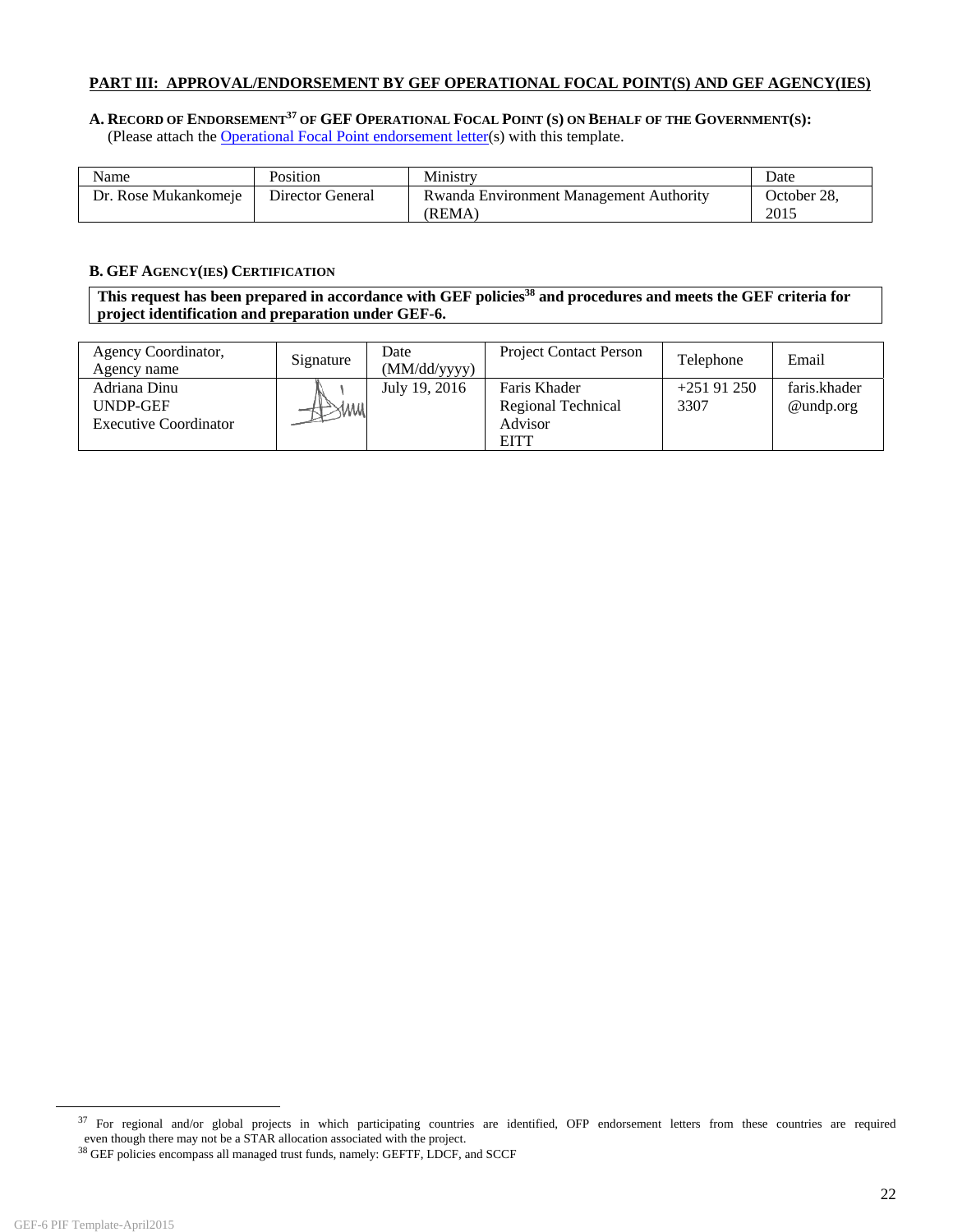**PART III: APPROVAL/ENDORSEMENT BY GEF OPERATIONAL FOCAL POINT(S) AND GEF AGENCY(IES)**

**A. RECORD OF ENDORSEMENT[37] OF GEF OPERATIONAL FOCAL POINT (S) ON BEHALF OF THE GOVERNMENT(S):**
(Please attach the Operational Focal Point endorsement letter(s) with this template.

| Name | Position | Ministry | Date |
|---|---|---|---|
| Dr. Rose Mukankomeje | Director General | Rwanda Environment Management Authority (REMA) | October 28, 2015 |

**B. GEF AGENCY(IES) CERTIFICATION**

**This request has been prepared in accordance with GEF policies[38] and procedures and meets the GEF criteria for project identification and preparation under GEF-6.**

| Agency Coordinator, Agency name | Signature | Date (MM/dd/yyyy) | Project Contact Person | Telephone | Email |
|---|---|---|---|---|---|
| Adriana Dinu UNDP-GEF Executive Coordinator | | July 19, 2016 | Faris Khader Regional Technical Advisor EITT | +251 91 250 3307 | faris.khader @undp.org |

[37] For regional and/or global projects in which participating countries are identified, OFP endorsement letters from these countries are required even though there may not be a STAR allocation associated with the project.

[38] GEF policies encompass all managed trust funds, namely: GEFTF, LDCF, and SCCF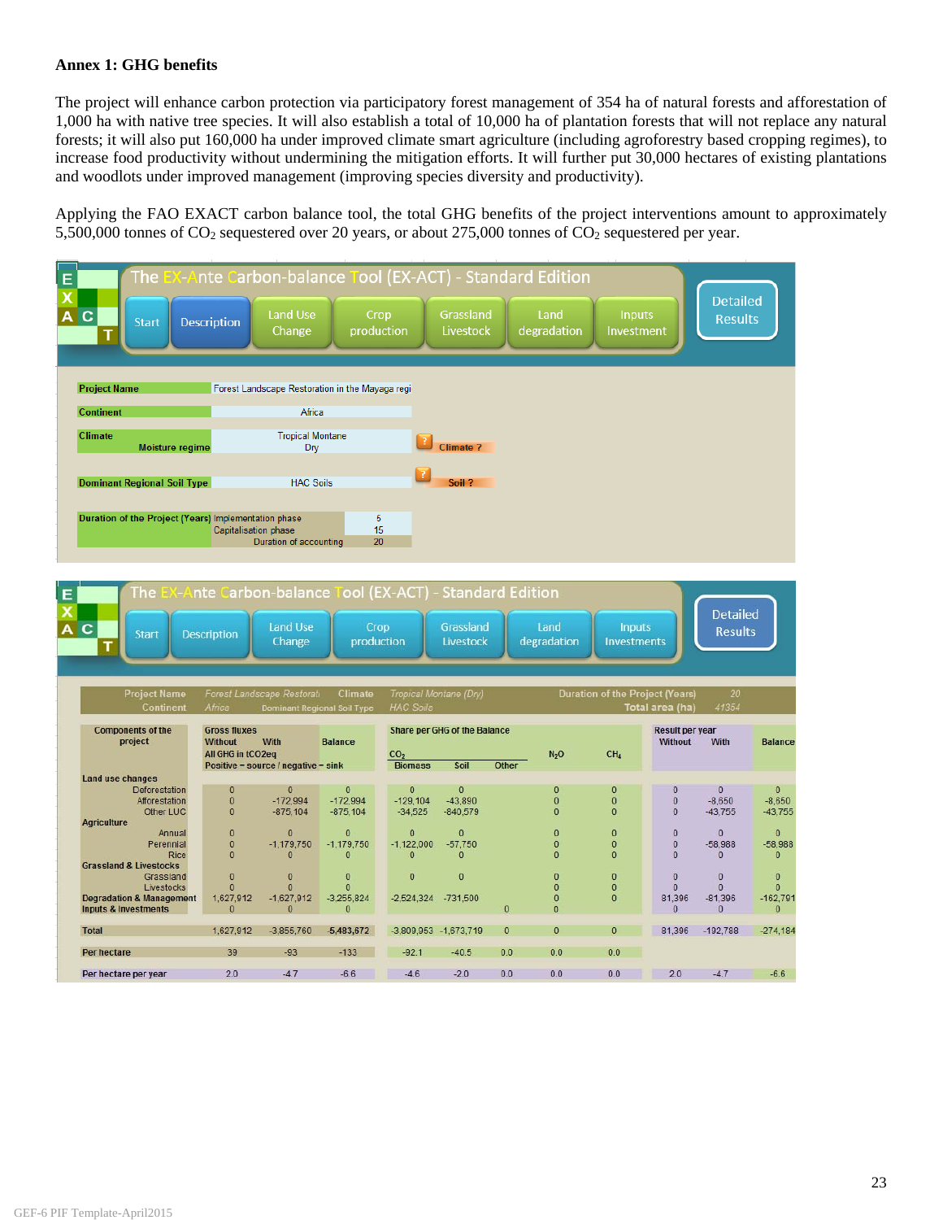**Annex 1: GHG benefits**

The project will enhance carbon protection via participatory forest management of 354 ha of natural forests and afforestation of 1,000 ha with native tree species. It will also establish a total of 10,000 ha of plantation forests that will not replace any natural forests; it will also put 160,000 ha under improved climate smart agriculture (including agroforestry based cropping regimes), to increase food productivity without undermining the mitigation efforts. It will further put 30,000 hectares of existing plantations and woodlots under improved management (improving species diversity and productivity).

Applying the FAO EXACT carbon balance tool, the total GHG benefits of the project interventions amount to approximately 5,500,000 tonnes of $CO_2$ sequestered over 20 years, or about 275,000 tonnes of $CO_2$ sequestered per year.

The EX-Ante Carbon-balance Tool (EX-ACT) - Standard Edition

Start | Description | Land Use Change | Crop production | Grassland Livestock | Land degradation | Inputs Investment | Detailed Results

| | |
|---|---|
| Project Name | Forest Landscape Restoration in the Mayaga regi |
| Continent | Africa |
| Climate | Tropical Montane |
| Moisture regime | Dry |
| Dominant Regional Soil Type | HAC Soils |
| Duration of the Project (Years) – Implementation phase | 5 |
| Capitalisation phase | 15 |
| Duration of accounting | 20 |

Climate ? Soil ?

The EX-Ante Carbon-balance Tool (EX-ACT) - Standard Edition

Start | Description | Land Use Change | Crop production | Grassland Livestock | Land degradation | Inputs Investments | Detailed Results

Project Name: Forest Landscape Restorati | Climate: Tropical Montane (Dry) | Duration of the Project (Years): 20
Continent: Africa | Dominant Regional Soil Type: HAC Soils | Total area (ha): 41354

| Components of the project | Gross fluxes Without | With | Balance | Share per GHG of the Balance $CO_2$ Biomass | Soil | Other | $N_2O$ | $CH_4$ | Result per year Without | With | Balance |
|---|---|---|---|---|---|---|---|---|---|---|---|
| | All GHG in tCO2eq; Positive = source / negative = sink | | | | | | | | | | |
| **Land use changes** | | | | | | | | | | | |
| Deforestation | 0 | 0 | 0 | 0 | 0 | | 0 | 0 | 0 | 0 | 0 |
| Afforestation | 0 | -172,994 | -172,994 | -129,104 | -43,890 | | 0 | 0 | 0 | -8,650 | -8,650 |
| Other LUC | 0 | -875,104 | -875,104 | -34,525 | -840,579 | | 0 | 0 | 0 | -43,755 | -43,755 |
| **Agriculture** | | | | | | | | | | | |
| Annual | 0 | 0 | 0 | 0 | 0 | | 0 | 0 | 0 | 0 | 0 |
| Perennial | 0 | -1,179,750 | -1,179,750 | -1,122,000 | -57,750 | | 0 | 0 | 0 | -58,988 | -58,988 |
| Rice | 0 | 0 | 0 | 0 | 0 | | 0 | 0 | 0 | 0 | 0 |
| **Grassland & Livestocks** | | | | | | | | | | | |
| Grassland | 0 | 0 | 0 | 0 | 0 | | 0 | 0 | 0 | 0 | 0 |
| Livestocks | 0 | 0 | 0 | | | | 0 | 0 | 0 | 0 | 0 |
| **Degradation & Management** | 1,627,912 | -1,627,912 | -3,255,824 | -2,524,324 | -731,500 | | 0 | 0 | 81,396 | -81,396 | -162,791 |
| **Inputs & Investments** | 0 | 0 | 0 | | | 0 | 0 | | 0 | 0 | 0 |
| **Total** | 1,627,912 | -3,855,760 | -5,483,672 | -3,809,953 | -1,673,719 | 0 | 0 | 0 | 81,396 | -192,788 | -274,184 |
| **Per hectare** | 39 | -93 | -133 | -92.1 | -40.5 | 0.0 | 0.0 | 0.0 | | | |
| **Per hectare per year** | 2.0 | -4.7 | -6.6 | -4.6 | -2.0 | 0.0 | 0.0 | 0.0 | 2.0 | -4.7 | -6.6 |